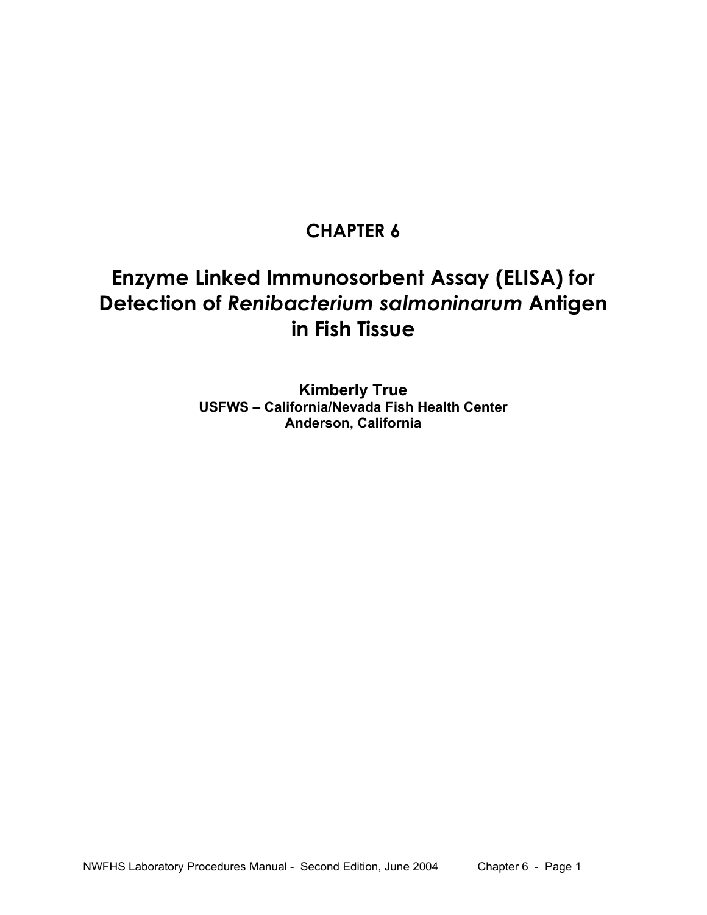# CHAPTER 6

# Enzyme Linked Immunosorbent Assay (ELISA) for Detection of *Renibacterium salmoninarum* Antigen in Fish Tissue

**Kimberly True**
**USFWS – California/Nevada Fish Health Center**
**Anderson, California**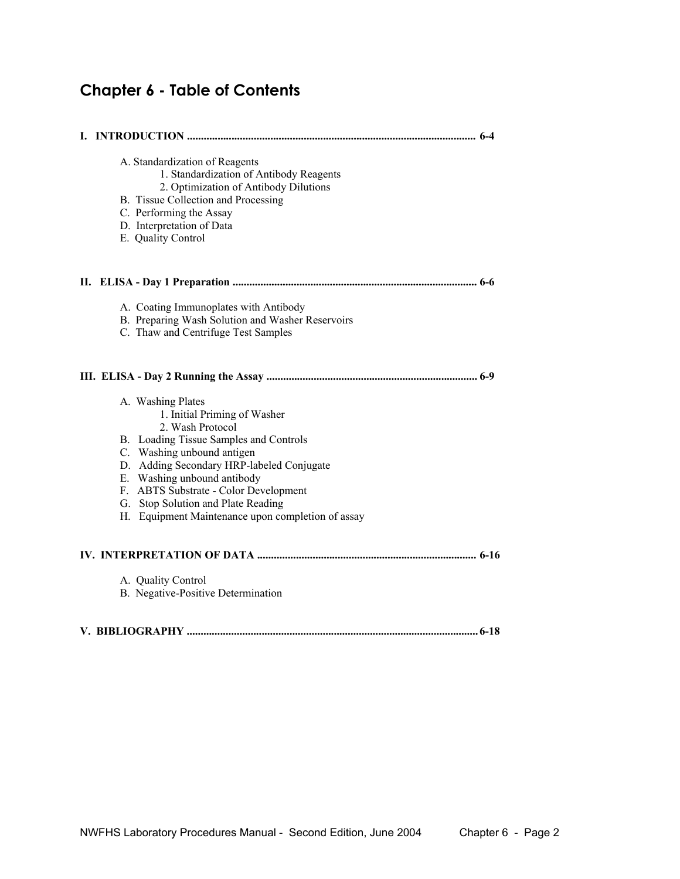# Chapter 6 - Table of Contents

**I. INTRODUCTION ........................................................................................................ 6-4**

- A. Standardization of Reagents
  - 1. Standardization of Antibody Reagents
  - 2. Optimization of Antibody Dilutions
- B. Tissue Collection and Processing
- C. Performing the Assay
- D. Interpretation of Data
- E. Quality Control

**II. ELISA - Day 1 Preparation ....................................................................................... 6-6**

- A. Coating Immunoplates with Antibody
- B. Preparing Wash Solution and Washer Reservoirs
- C. Thaw and Centrifuge Test Samples

**III. ELISA - Day 2 Running the Assay ........................................................................... 6-9**

- A. Washing Plates
  - 1. Initial Priming of Washer
  - 2. Wash Protocol
- B. Loading Tissue Samples and Controls
- C. Washing unbound antigen
- D. Adding Secondary HRP-labeled Conjugate
- E. Washing unbound antibody
- F. ABTS Substrate - Color Development
- G. Stop Solution and Plate Reading
- H. Equipment Maintenance upon completion of assay

**IV. INTERPRETATION OF DATA ............................................................................. 6-16**

- A. Quality Control
- B. Negative-Positive Determination

**V. BIBLIOGRAPHY ....................................................................................................... 6-18**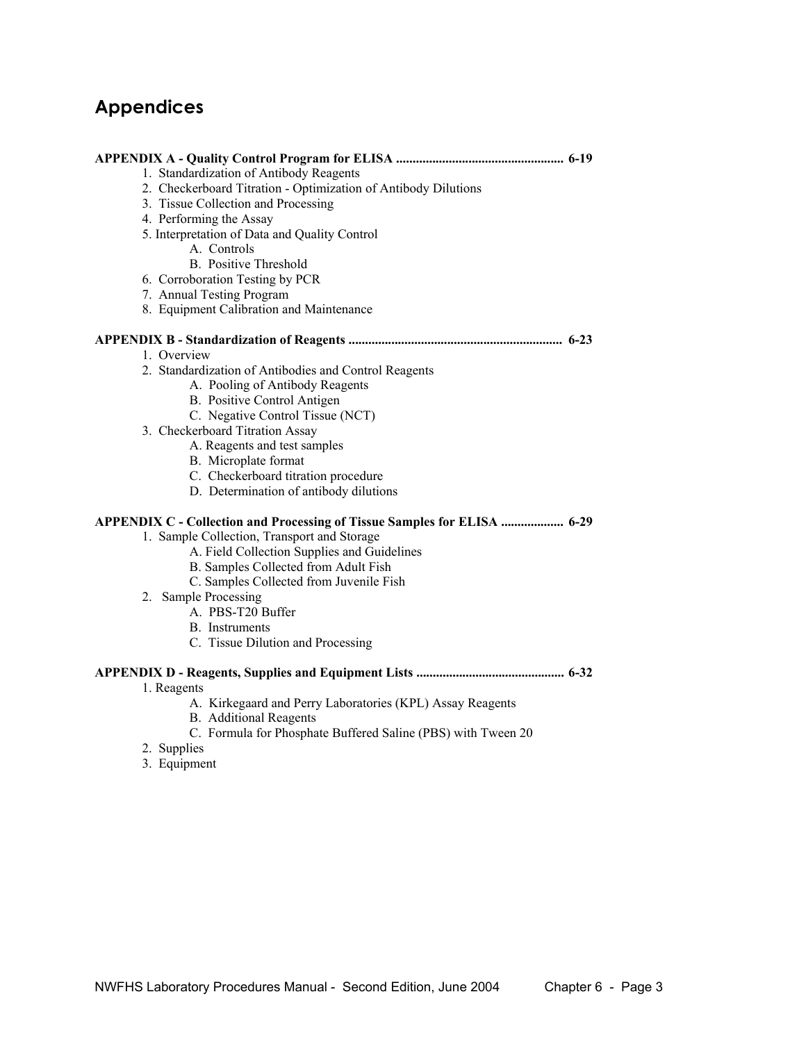## Appendices

**APPENDIX A - Quality Control Program for ELISA .................................................. 6-19**

1. Standardization of Antibody Reagents
2. Checkerboard Titration - Optimization of Antibody Dilutions
3. Tissue Collection and Processing
4. Performing the Assay
5. Interpretation of Data and Quality Control
    - A. Controls
    - B. Positive Threshold
6. Corroboration Testing by PCR
7. Annual Testing Program
8. Equipment Calibration and Maintenance

**APPENDIX B - Standardization of Reagents ................................................................ 6-23**

1. Overview
2. Standardization of Antibodies and Control Reagents
    - A. Pooling of Antibody Reagents
    - B. Positive Control Antigen
    - C. Negative Control Tissue (NCT)
3. Checkerboard Titration Assay
    - A. Reagents and test samples
    - B. Microplate format
    - C. Checkerboard titration procedure
    - D. Determination of antibody dilutions

**APPENDIX C - Collection and Processing of Tissue Samples for ELISA .................. 6-29**

1. Sample Collection, Transport and Storage
    - A. Field Collection Supplies and Guidelines
    - B. Samples Collected from Adult Fish
    - C. Samples Collected from Juvenile Fish
2. Sample Processing
    - A. PBS-T20 Buffer
    - B. Instruments
    - C. Tissue Dilution and Processing

**APPENDIX D - Reagents, Supplies and Equipment Lists ............................................ 6-32**

1. Reagents
    - A. Kirkegaard and Perry Laboratories (KPL) Assay Reagents
    - B. Additional Reagents
    - C. Formula for Phosphate Buffered Saline (PBS) with Tween 20
2. Supplies
3. Equipment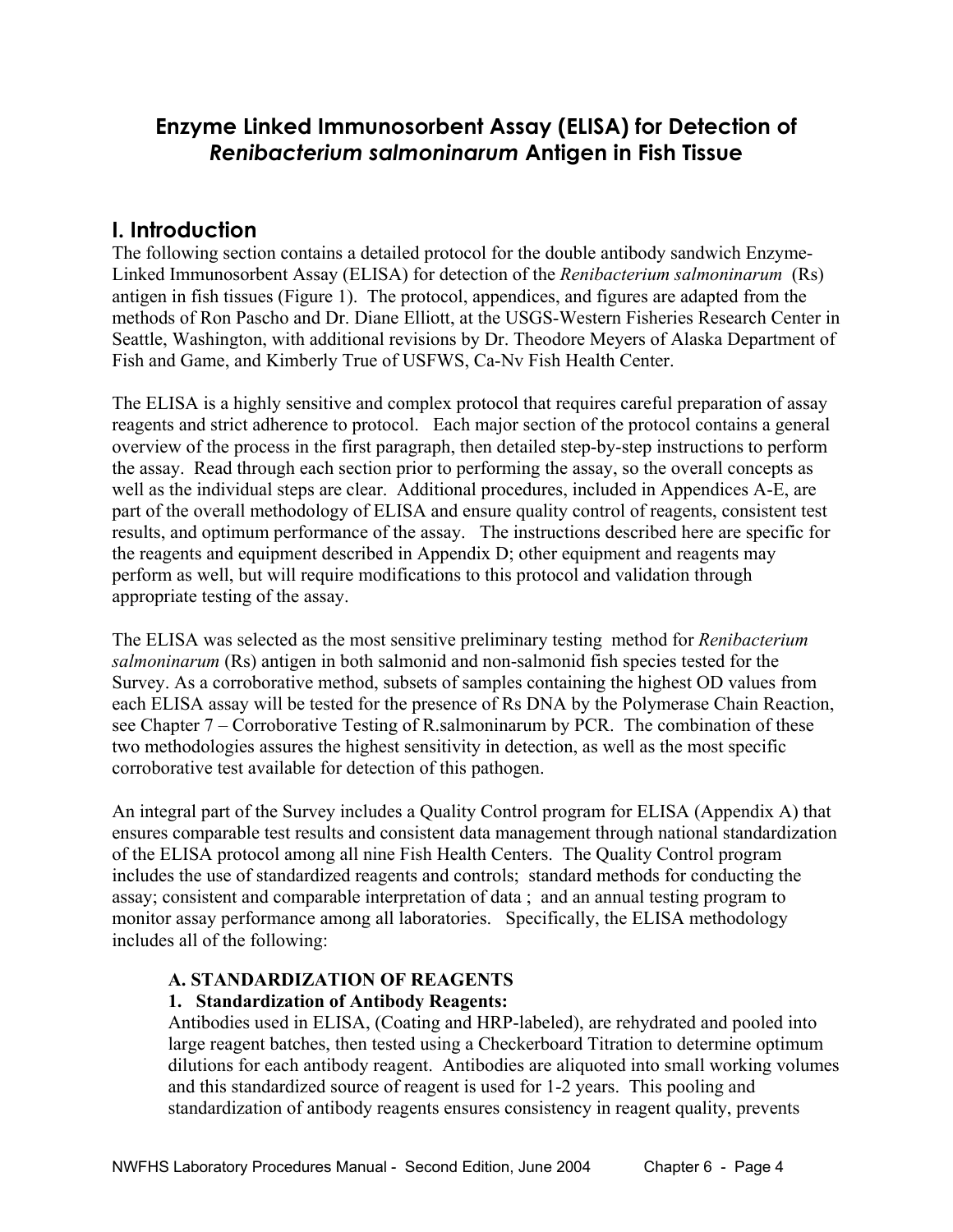# Enzyme Linked Immunosorbent Assay (ELISA) for Detection of *Renibacterium salmoninarum* Antigen in Fish Tissue

## I. Introduction

The following section contains a detailed protocol for the double antibody sandwich Enzyme-Linked Immunosorbent Assay (ELISA) for detection of the *Renibacterium salmoninarum* (Rs) antigen in fish tissues (Figure 1). The protocol, appendices, and figures are adapted from the methods of Ron Pascho and Dr. Diane Elliott, at the USGS-Western Fisheries Research Center in Seattle, Washington, with additional revisions by Dr. Theodore Meyers of Alaska Department of Fish and Game, and Kimberly True of USFWS, Ca-Nv Fish Health Center.

The ELISA is a highly sensitive and complex protocol that requires careful preparation of assay reagents and strict adherence to protocol. Each major section of the protocol contains a general overview of the process in the first paragraph, then detailed step-by-step instructions to perform the assay. Read through each section prior to performing the assay, so the overall concepts as well as the individual steps are clear. Additional procedures, included in Appendices A-E, are part of the overall methodology of ELISA and ensure quality control of reagents, consistent test results, and optimum performance of the assay. The instructions described here are specific for the reagents and equipment described in Appendix D; other equipment and reagents may perform as well, but will require modifications to this protocol and validation through appropriate testing of the assay.

The ELISA was selected as the most sensitive preliminary testing method for *Renibacterium salmoninarum* (Rs) antigen in both salmonid and non-salmonid fish species tested for the Survey. As a corroborative method, subsets of samples containing the highest OD values from each ELISA assay will be tested for the presence of Rs DNA by the Polymerase Chain Reaction, see Chapter 7 – Corroborative Testing of R.salmoninarum by PCR. The combination of these two methodologies assures the highest sensitivity in detection, as well as the most specific corroborative test available for detection of this pathogen.

An integral part of the Survey includes a Quality Control program for ELISA (Appendix A) that ensures comparable test results and consistent data management through national standardization of the ELISA protocol among all nine Fish Health Centers. The Quality Control program includes the use of standardized reagents and controls; standard methods for conducting the assay; consistent and comparable interpretation of data ; and an annual testing program to monitor assay performance among all laboratories. Specifically, the ELISA methodology includes all of the following:

**A. STANDARDIZATION OF REAGENTS**

**1. Standardization of Antibody Reagents:**

Antibodies used in ELISA, (Coating and HRP-labeled), are rehydrated and pooled into large reagent batches, then tested using a Checkerboard Titration to determine optimum dilutions for each antibody reagent. Antibodies are aliquoted into small working volumes and this standardized source of reagent is used for 1-2 years. This pooling and standardization of antibody reagents ensures consistency in reagent quality, prevents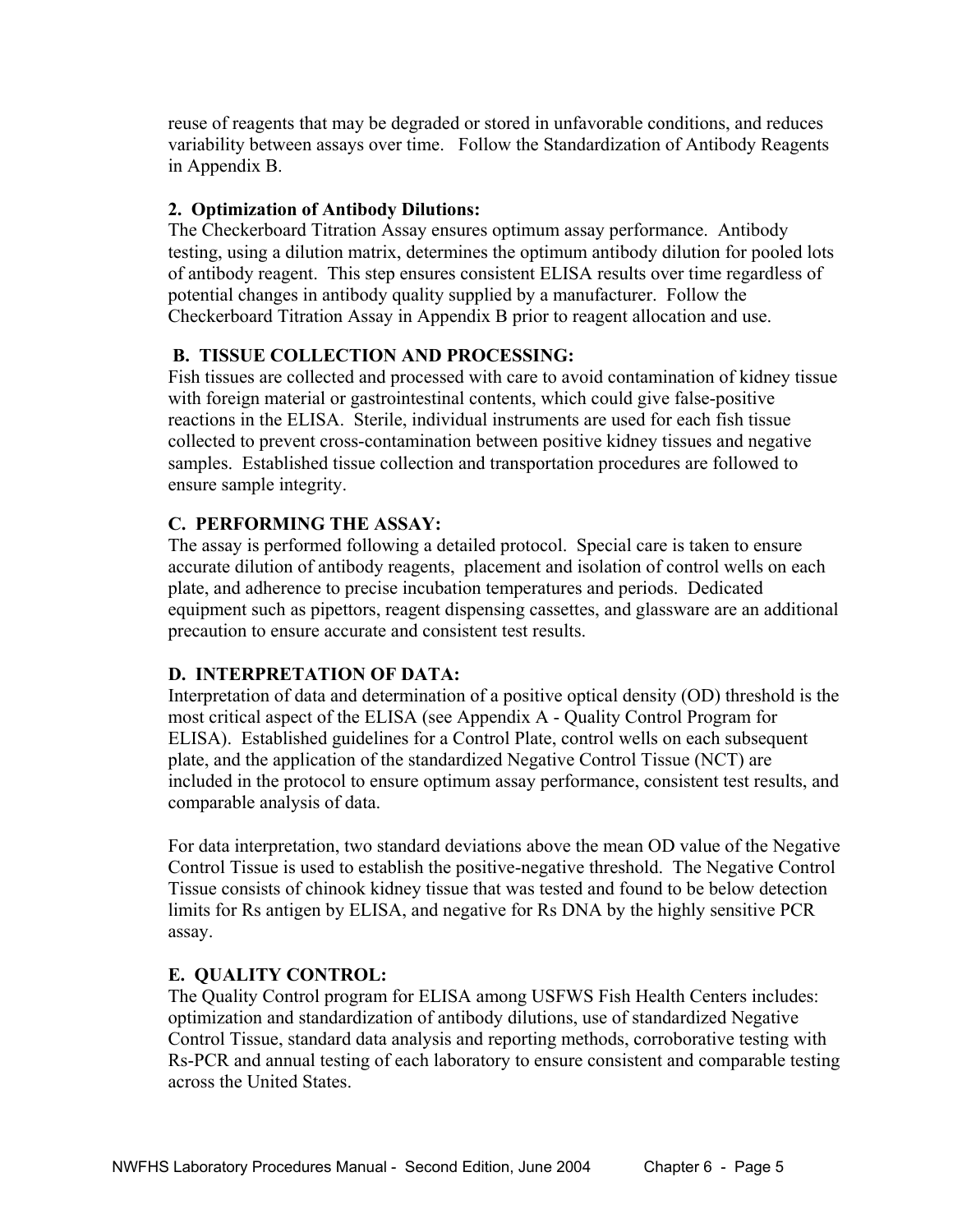reuse of reagents that may be degraded or stored in unfavorable conditions, and reduces variability between assays over time. Follow the Standardization of Antibody Reagents in Appendix B.

**2. Optimization of Antibody Dilutions:**

The Checkerboard Titration Assay ensures optimum assay performance. Antibody testing, using a dilution matrix, determines the optimum antibody dilution for pooled lots of antibody reagent. This step ensures consistent ELISA results over time regardless of potential changes in antibody quality supplied by a manufacturer. Follow the Checkerboard Titration Assay in Appendix B prior to reagent allocation and use.

### B. TISSUE COLLECTION AND PROCESSING:

Fish tissues are collected and processed with care to avoid contamination of kidney tissue with foreign material or gastrointestinal contents, which could give false-positive reactions in the ELISA. Sterile, individual instruments are used for each fish tissue collected to prevent cross-contamination between positive kidney tissues and negative samples. Established tissue collection and transportation procedures are followed to ensure sample integrity.

### C. PERFORMING THE ASSAY:

The assay is performed following a detailed protocol. Special care is taken to ensure accurate dilution of antibody reagents, placement and isolation of control wells on each plate, and adherence to precise incubation temperatures and periods. Dedicated equipment such as pipettors, reagent dispensing cassettes, and glassware are an additional precaution to ensure accurate and consistent test results.

### D. INTERPRETATION OF DATA:

Interpretation of data and determination of a positive optical density (OD) threshold is the most critical aspect of the ELISA (see Appendix A - Quality Control Program for ELISA). Established guidelines for a Control Plate, control wells on each subsequent plate, and the application of the standardized Negative Control Tissue (NCT) are included in the protocol to ensure optimum assay performance, consistent test results, and comparable analysis of data.

For data interpretation, two standard deviations above the mean OD value of the Negative Control Tissue is used to establish the positive-negative threshold. The Negative Control Tissue consists of chinook kidney tissue that was tested and found to be below detection limits for Rs antigen by ELISA, and negative for Rs DNA by the highly sensitive PCR assay.

### E. QUALITY CONTROL:

The Quality Control program for ELISA among USFWS Fish Health Centers includes: optimization and standardization of antibody dilutions, use of standardized Negative Control Tissue, standard data analysis and reporting methods, corroborative testing with Rs-PCR and annual testing of each laboratory to ensure consistent and comparable testing across the United States.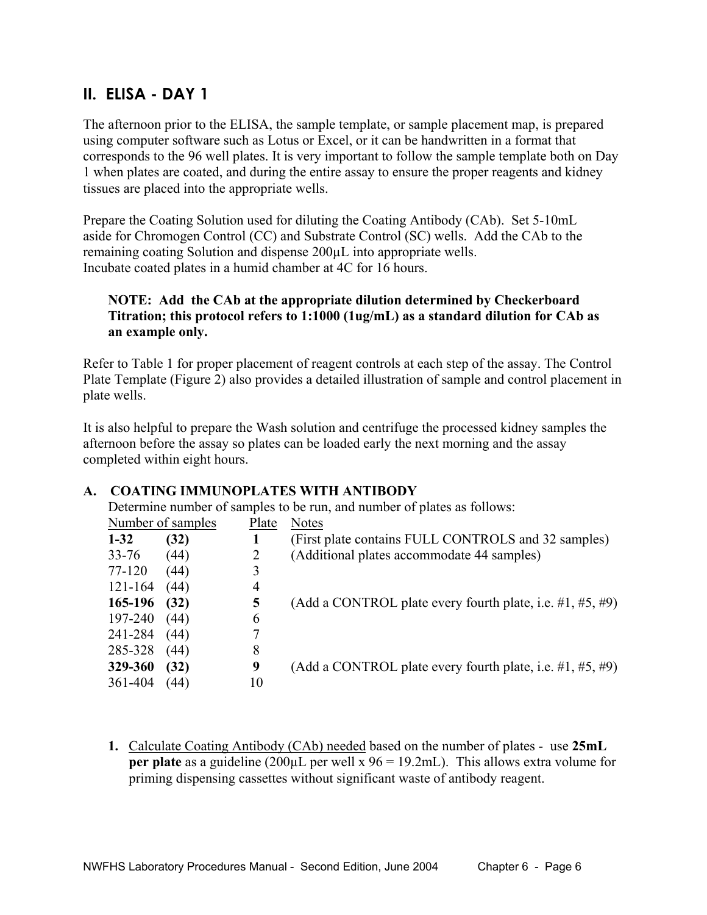## II. ELISA - DAY 1

The afternoon prior to the ELISA, the sample template, or sample placement map, is prepared using computer software such as Lotus or Excel, or it can be handwritten in a format that corresponds to the 96 well plates. It is very important to follow the sample template both on Day 1 when plates are coated, and during the entire assay to ensure the proper reagents and kidney tissues are placed into the appropriate wells.

Prepare the Coating Solution used for diluting the Coating Antibody (CAb). Set 5-10mL aside for Chromogen Control (CC) and Substrate Control (SC) wells. Add the CAb to the remaining coating Solution and dispense 200µL into appropriate wells.
Incubate coated plates in a humid chamber at 4C for 16 hours.

> **NOTE: Add the CAb at the appropriate dilution determined by Checkerboard Titration; this protocol refers to 1:1000 (1ug/mL) as a standard dilution for CAb as an example only.**

Refer to Table 1 for proper placement of reagent controls at each step of the assay. The Control Plate Template (Figure 2) also provides a detailed illustration of sample and control placement in plate wells.

It is also helpful to prepare the Wash solution and centrifuge the processed kidney samples the afternoon before the assay so plates can be loaded early the next morning and the assay completed within eight hours.

### A. COATING IMMUNOPLATES WITH ANTIBODY

Determine number of samples to be run, and number of plates as follows:

| Number of samples | | Plate | Notes |
|---|---|---|---|
| **1-32** | **(32)** | **1** | (First plate contains FULL CONTROLS and 32 samples) |
| 33-76 | (44) | 2 | (Additional plates accommodate 44 samples) |
| 77-120 | (44) | 3 | |
| 121-164 | (44) | 4 | |
| **165-196** | **(32)** | **5** | (Add a CONTROL plate every fourth plate, i.e. #1, #5, #9) |
| 197-240 | (44) | 6 | |
| 241-284 | (44) | 7 | |
| 285-328 | (44) | 8 | |
| **329-360** | **(32)** | **9** | (Add a CONTROL plate every fourth plate, i.e. #1, #5, #9) |
| 361-404 | (44) | 10 | |

1. Calculate Coating Antibody (CAb) needed based on the number of plates - use **25mL per plate** as a guideline (200µL per well x 96 = 19.2mL). This allows extra volume for priming dispensing cassettes without significant waste of antibody reagent.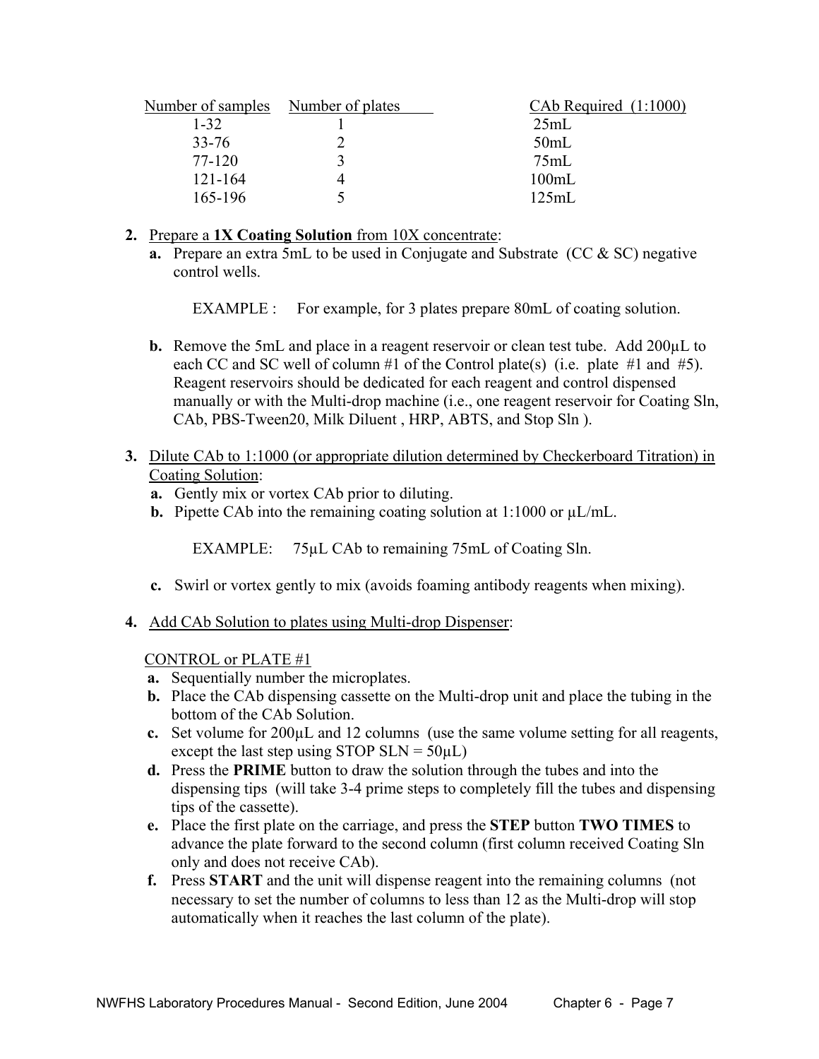| Number of samples | Number of plates | CAb Required (1:1000) |
|---|---|---|
| 1-32 | 1 | 25mL |
| 33-76 | 2 | 50mL |
| 77-120 | 3 | 75mL |
| 121-164 | 4 | 100mL |
| 165-196 | 5 | 125mL |

2. Prepare a **1X Coating Solution** from 10X concentrate:
   a. Prepare an extra 5mL to be used in Conjugate and Substrate (CC & SC) negative control wells.

      EXAMPLE : For example, for 3 plates prepare 80mL of coating solution.

   b. Remove the 5mL and place in a reagent reservoir or clean test tube. Add 200µL to each CC and SC well of column #1 of the Control plate(s) (i.e. plate #1 and #5). Reagent reservoirs should be dedicated for each reagent and control dispensed manually or with the Multi-drop machine (i.e., one reagent reservoir for Coating Sln, CAb, PBS-Tween20, Milk Diluent , HRP, ABTS, and Stop Sln ).

3. Dilute CAb to 1:1000 (or appropriate dilution determined by Checkerboard Titration) in Coating Solution:
   a. Gently mix or vortex CAb prior to diluting.
   b. Pipette CAb into the remaining coating solution at 1:1000 or µL/mL.

      EXAMPLE: 75µL CAb to remaining 75mL of Coating Sln.

   c. Swirl or vortex gently to mix (avoids foaming antibody reagents when mixing).

4. Add CAb Solution to plates using Multi-drop Dispenser:

   CONTROL or PLATE #1
   a. Sequentially number the microplates.
   b. Place the CAb dispensing cassette on the Multi-drop unit and place the tubing in the bottom of the CAb Solution.
   c. Set volume for 200µL and 12 columns (use the same volume setting for all reagents, except the last step using STOP SLN = 50µL)
   d. Press the **PRIME** button to draw the solution through the tubes and into the dispensing tips (will take 3-4 prime steps to completely fill the tubes and dispensing tips of the cassette).
   e. Place the first plate on the carriage, and press the **STEP** button **TWO TIMES** to advance the plate forward to the second column (first column received Coating Sln only and does not receive CAb).
   f. Press **START** and the unit will dispense reagent into the remaining columns (not necessary to set the number of columns to less than 12 as the Multi-drop will stop automatically when it reaches the last column of the plate).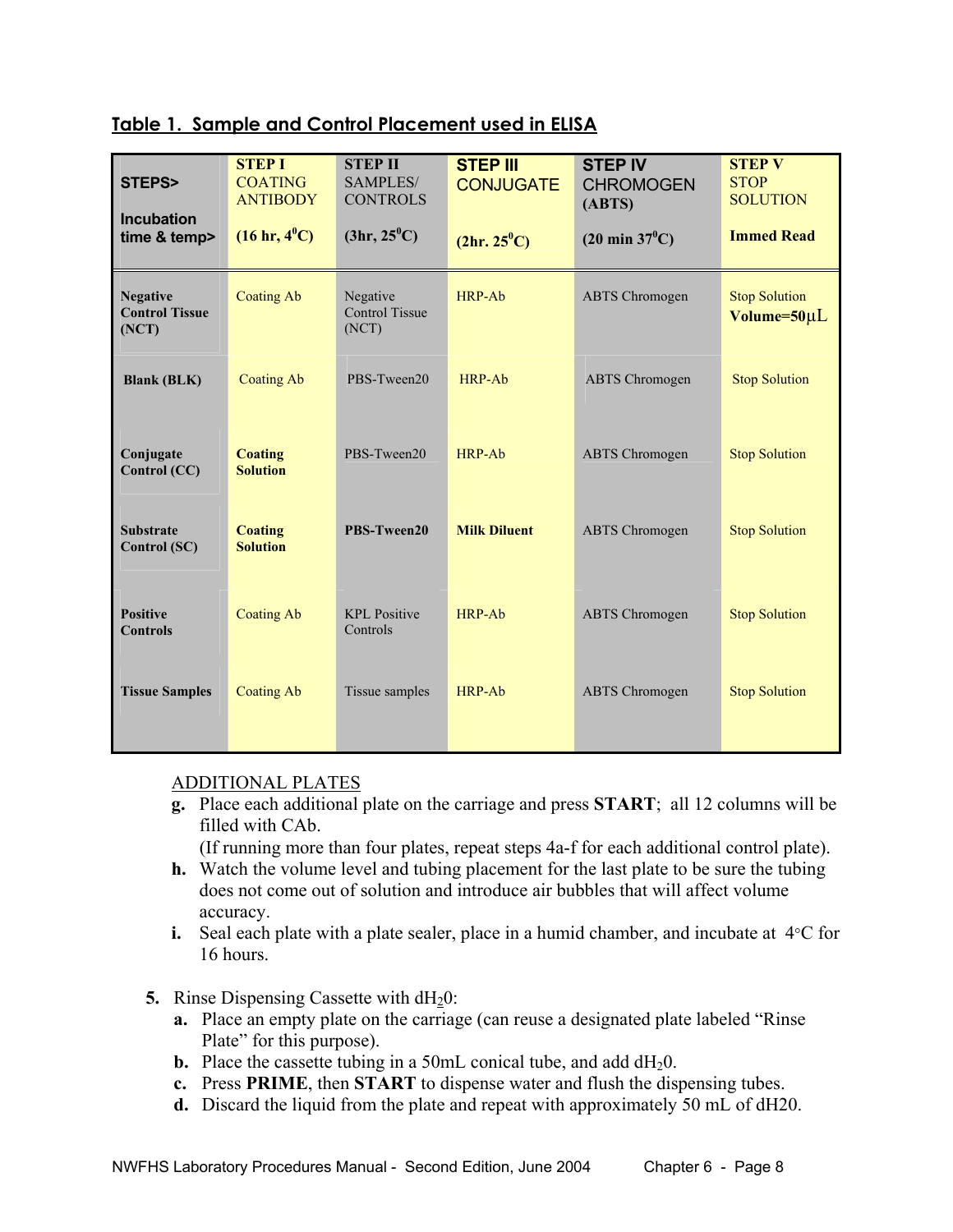## Table 1. Sample and Control Placement used in ELISA

| STEPS> Incubation time & temp> | STEP I COATING ANTIBODY (16 hr, $4^0$C) | STEP II SAMPLES/ CONTROLS (3hr, $25^0$C) | STEP III CONJUGATE (2hr. $25^0$C) | STEP IV CHROMOGEN (ABTS) (20 min $37^0$C) | STEP V STOP SOLUTION Immed Read |
|---|---|---|---|---|---|
| **Negative Control Tissue (NCT)** | Coating Ab | Negative Control Tissue (NCT) | HRP-Ab | ABTS Chromogen | Stop Solution **Volume=50µL** |
| **Blank (BLK)** | Coating Ab | PBS-Tween20 | HRP-Ab | ABTS Chromogen | Stop Solution |
| **Conjugate Control (CC)** | **Coating Solution** | PBS-Tween20 | HRP-Ab | ABTS Chromogen | Stop Solution |
| **Substrate Control (SC)** | **Coating Solution** | **PBS-Tween20** | **Milk Diluent** | ABTS Chromogen | Stop Solution |
| **Positive Controls** | Coating Ab | KPL Positive Controls | HRP-Ab | ABTS Chromogen | Stop Solution |
| **Tissue Samples** | Coating Ab | Tissue samples | HRP-Ab | ABTS Chromogen | Stop Solution |

ADDITIONAL PLATES

g. Place each additional plate on the carriage and press **START**; all 12 columns will be filled with CAb.
   (If running more than four plates, repeat steps 4a-f for each additional control plate).
h. Watch the volume level and tubing placement for the last plate to be sure the tubing does not come out of solution and introduce air bubbles that will affect volume accuracy.
i. Seal each plate with a plate sealer, place in a humid chamber, and incubate at 4°C for 16 hours.

5. Rinse Dispensing Cassette with $dH_20$:
   a. Place an empty plate on the carriage (can reuse a designated plate labeled "Rinse Plate" for this purpose).
   b. Place the cassette tubing in a 50mL conical tube, and add $dH_20$.
   c. Press **PRIME**, then **START** to dispense water and flush the dispensing tubes.
   d. Discard the liquid from the plate and repeat with approximately 50 mL of dH20.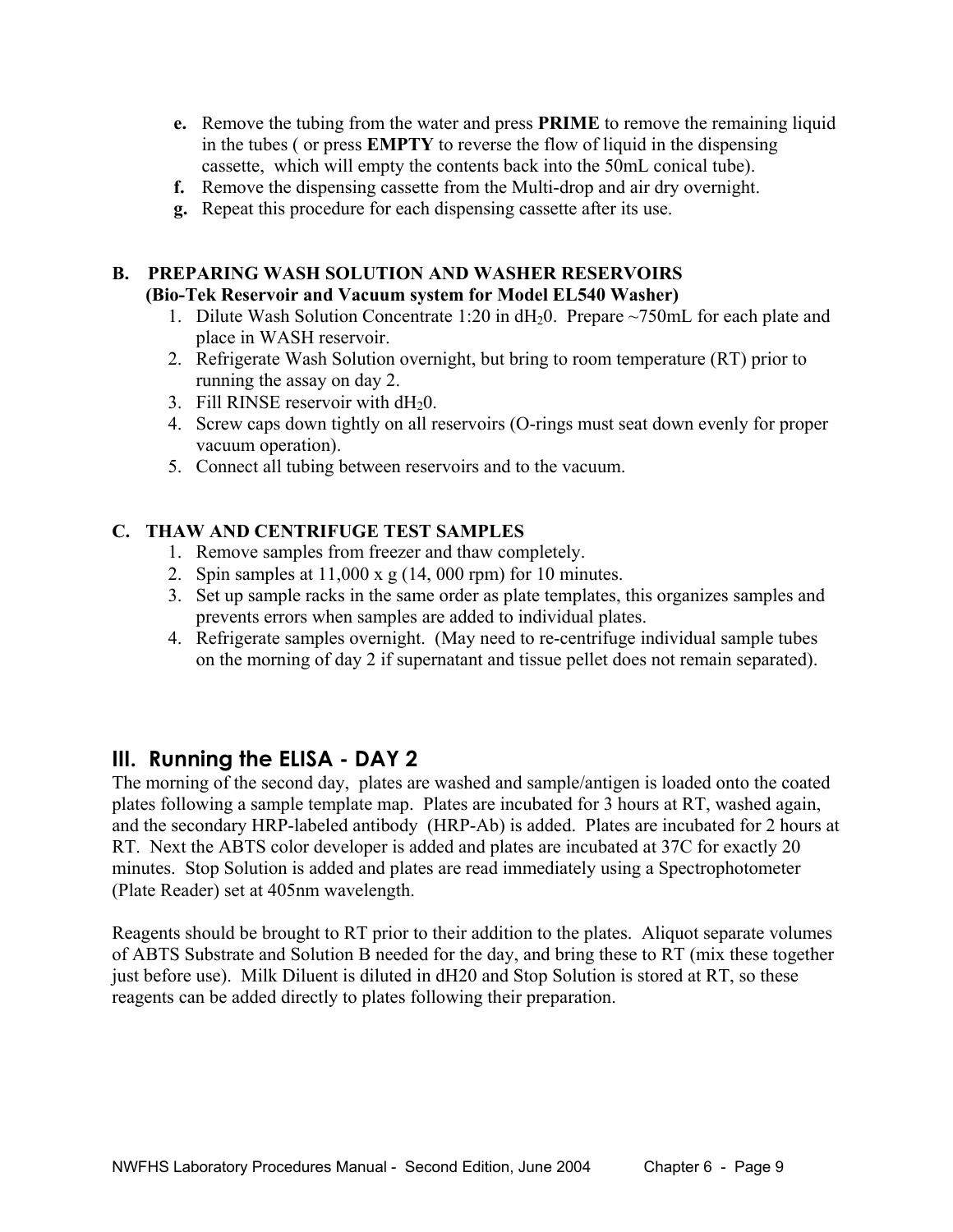e. Remove the tubing from the water and press **PRIME** to remove the remaining liquid in the tubes ( or press **EMPTY** to reverse the flow of liquid in the dispensing cassette, which will empty the contents back into the 50mL conical tube).
f. Remove the dispensing cassette from the Multi-drop and air dry overnight.
g. Repeat this procedure for each dispensing cassette after its use.

**B. PREPARING WASH SOLUTION AND WASHER RESERVOIRS**
**(Bio-Tek Reservoir and Vacuum system for Model EL540 Washer)**

1. Dilute Wash Solution Concentrate 1:20 in $dH_20$. Prepare ~750mL for each plate and place in WASH reservoir.
2. Refrigerate Wash Solution overnight, but bring to room temperature (RT) prior to running the assay on day 2.
3. Fill RINSE reservoir with $dH_20$.
4. Screw caps down tightly on all reservoirs (O-rings must seat down evenly for proper vacuum operation).
5. Connect all tubing between reservoirs and to the vacuum.

**C. THAW AND CENTRIFUGE TEST SAMPLES**

1. Remove samples from freezer and thaw completely.
2. Spin samples at 11,000 x g (14, 000 rpm) for 10 minutes.
3. Set up sample racks in the same order as plate templates, this organizes samples and prevents errors when samples are added to individual plates.
4. Refrigerate samples overnight. (May need to re-centrifuge individual sample tubes on the morning of day 2 if supernatant and tissue pellet does not remain separated).

## III. Running the ELISA - DAY 2

The morning of the second day, plates are washed and sample/antigen is loaded onto the coated plates following a sample template map. Plates are incubated for 3 hours at RT, washed again, and the secondary HRP-labeled antibody (HRP-Ab) is added. Plates are incubated for 2 hours at RT. Next the ABTS color developer is added and plates are incubated at 37C for exactly 20 minutes. Stop Solution is added and plates are read immediately using a Spectrophotometer (Plate Reader) set at 405nm wavelength.

Reagents should be brought to RT prior to their addition to the plates. Aliquot separate volumes of ABTS Substrate and Solution B needed for the day, and bring these to RT (mix these together just before use). Milk Diluent is diluted in dH20 and Stop Solution is stored at RT, so these reagents can be added directly to plates following their preparation.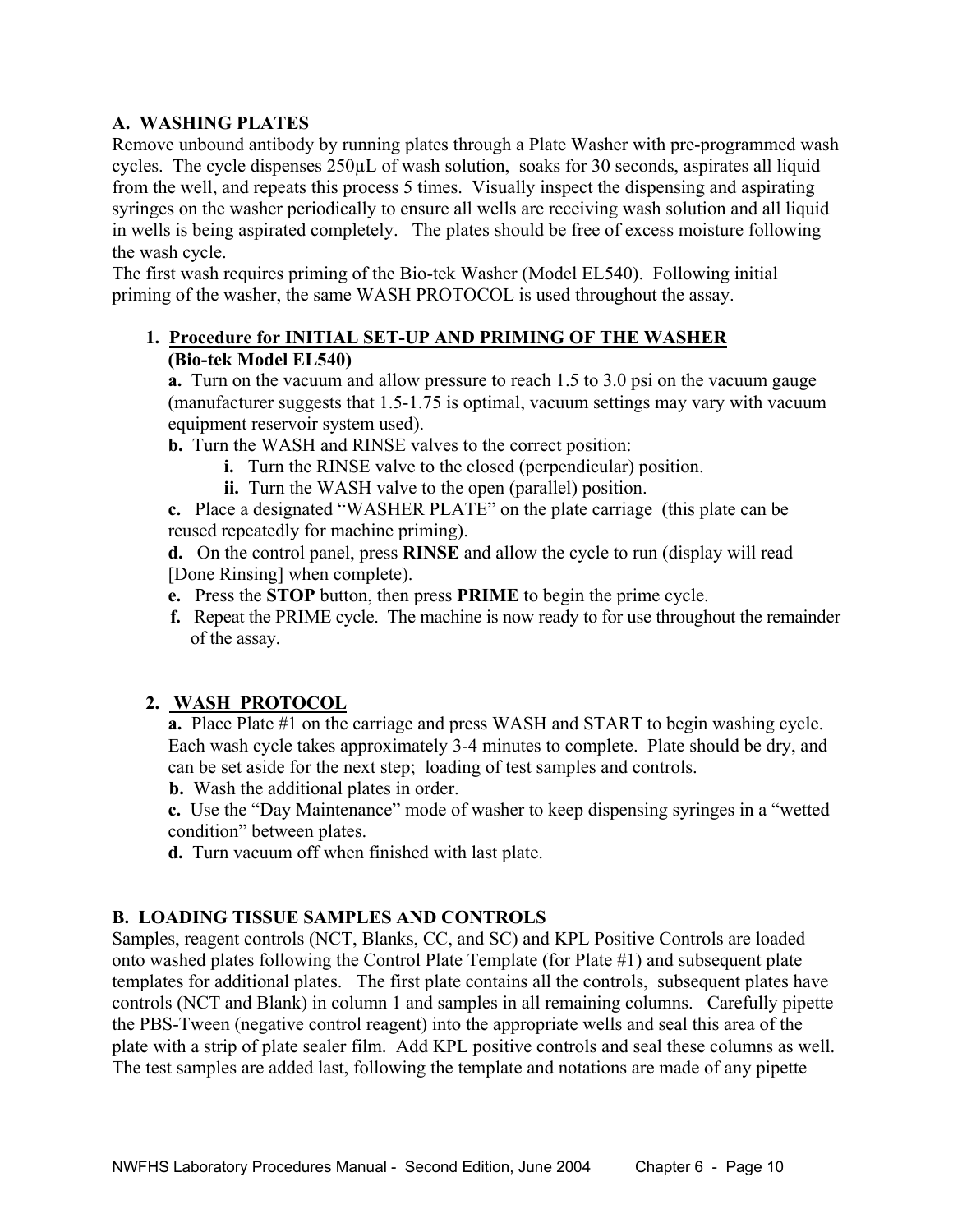## A. WASHING PLATES

Remove unbound antibody by running plates through a Plate Washer with pre-programmed wash cycles. The cycle dispenses 250µL of wash solution, soaks for 30 seconds, aspirates all liquid from the well, and repeats this process 5 times. Visually inspect the dispensing and aspirating syringes on the washer periodically to ensure all wells are receiving wash solution and all liquid in wells is being aspirated completely. The plates should be free of excess moisture following the wash cycle.

The first wash requires priming of the Bio-tek Washer (Model EL540). Following initial priming of the washer, the same WASH PROTOCOL is used throughout the assay.

1. **Procedure for INITIAL SET-UP AND PRIMING OF THE WASHER (Bio-tek Model EL540)**

   **a.** Turn on the vacuum and allow pressure to reach 1.5 to 3.0 psi on the vacuum gauge (manufacturer suggests that 1.5-1.75 is optimal, vacuum settings may vary with vacuum equipment reservoir system used).

   **b.** Turn the WASH and RINSE valves to the correct position:

   - **i.** Turn the RINSE valve to the closed (perpendicular) position.
   - **ii.** Turn the WASH valve to the open (parallel) position.

   **c.** Place a designated "WASHER PLATE" on the plate carriage (this plate can be reused repeatedly for machine priming).

   **d.** On the control panel, press **RINSE** and allow the cycle to run (display will read [Done Rinsing] when complete).

   **e.** Press the **STOP** button, then press **PRIME** to begin the prime cycle.

   **f.** Repeat the PRIME cycle. The machine is now ready to for use throughout the remainder of the assay.

2. **WASH PROTOCOL**

   **a.** Place Plate #1 on the carriage and press WASH and START to begin washing cycle. Each wash cycle takes approximately 3-4 minutes to complete. Plate should be dry, and can be set aside for the next step; loading of test samples and controls.

   **b.** Wash the additional plates in order.

   **c.** Use the "Day Maintenance" mode of washer to keep dispensing syringes in a "wetted condition" between plates.

   **d.** Turn vacuum off when finished with last plate.

## B. LOADING TISSUE SAMPLES AND CONTROLS

Samples, reagent controls (NCT, Blanks, CC, and SC) and KPL Positive Controls are loaded onto washed plates following the Control Plate Template (for Plate #1) and subsequent plate templates for additional plates. The first plate contains all the controls, subsequent plates have controls (NCT and Blank) in column 1 and samples in all remaining columns. Carefully pipette the PBS-Tween (negative control reagent) into the appropriate wells and seal this area of the plate with a strip of plate sealer film. Add KPL positive controls and seal these columns as well. The test samples are added last, following the template and notations are made of any pipette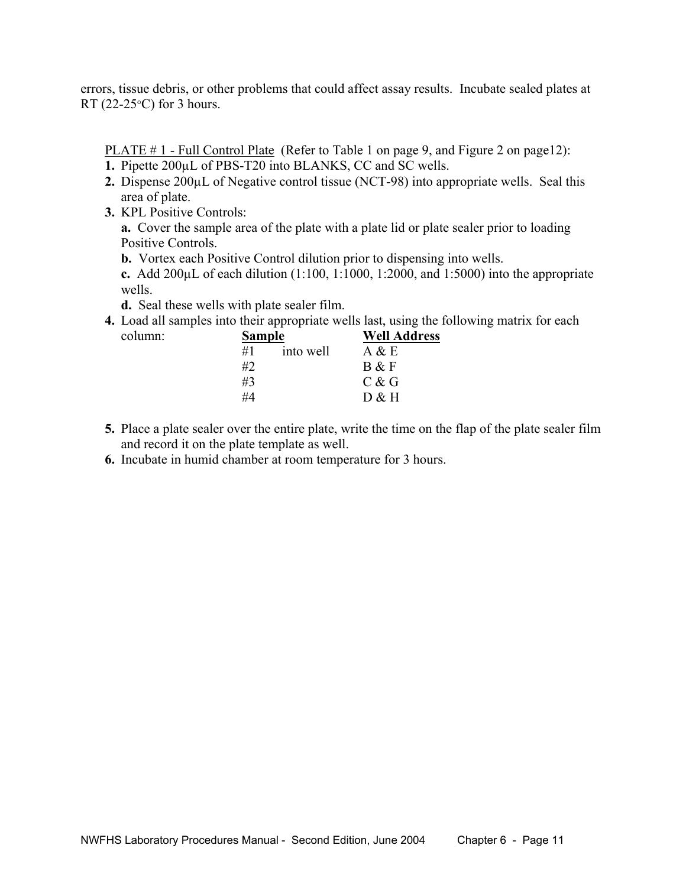errors, tissue debris, or other problems that could affect assay results. Incubate sealed plates at RT (22-25°C) for 3 hours.

PLATE # 1 - Full Control Plate (Refer to Table 1 on page 9, and Figure 2 on page12):

1. Pipette 200µL of PBS-T20 into BLANKS, CC and SC wells.
2. Dispense 200µL of Negative control tissue (NCT-98) into appropriate wells. Seal this area of plate.
3. KPL Positive Controls:
   **a.** Cover the sample area of the plate with a plate lid or plate sealer prior to loading Positive Controls.
   **b.** Vortex each Positive Control dilution prior to dispensing into wells.
   **c.** Add 200µL of each dilution (1:100, 1:1000, 1:2000, and 1:5000) into the appropriate wells.
   **d.** Seal these wells with plate sealer film.
4. Load all samples into their appropriate wells last, using the following matrix for each column:

| Sample | | Well Address |
|---|---|---|
| #1 | into well | A & E |
| #2 | | B & F |
| #3 | | C & G |
| #4 | | D & H |

5. Place a plate sealer over the entire plate, write the time on the flap of the plate sealer film and record it on the plate template as well.
6. Incubate in humid chamber at room temperature for 3 hours.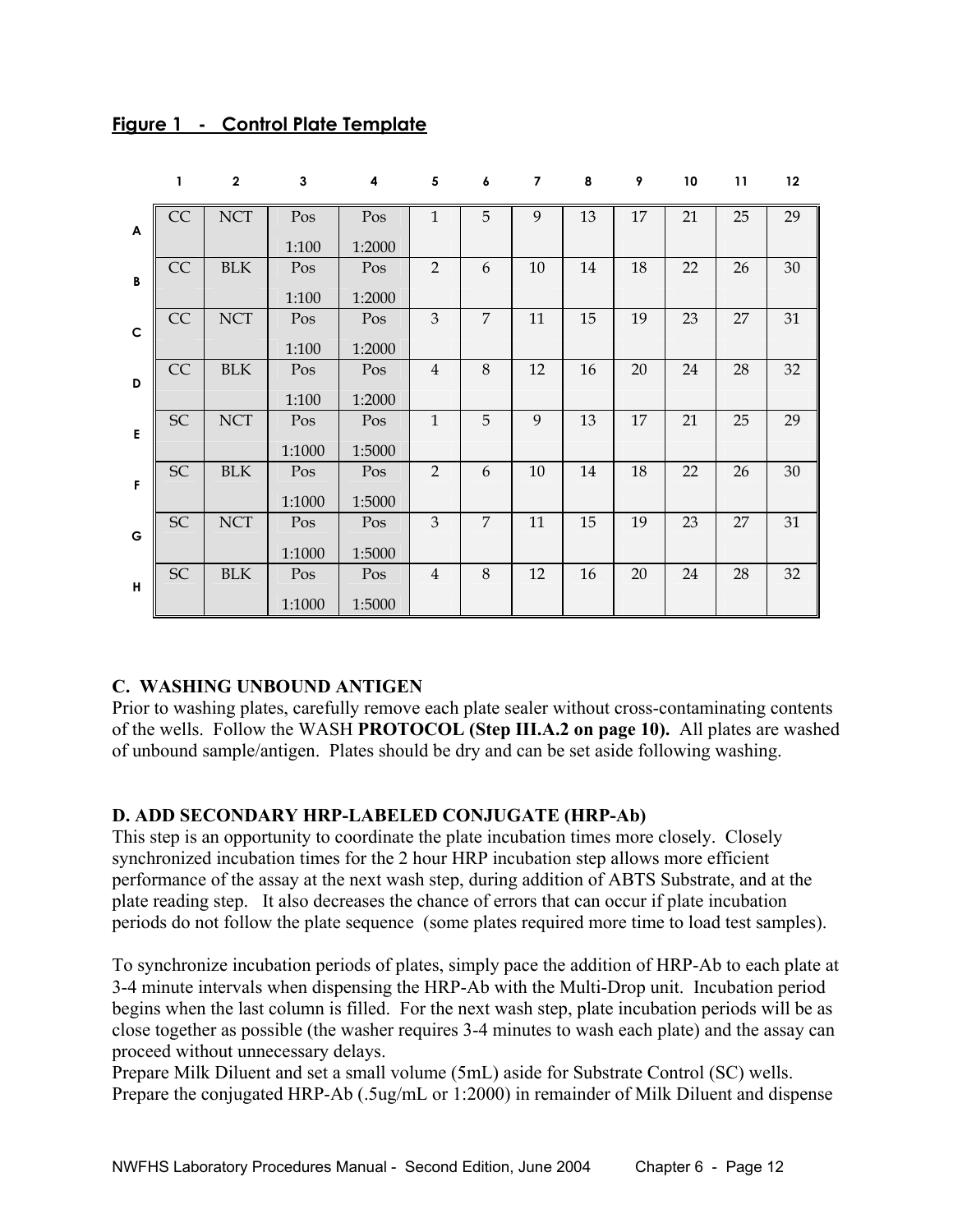## **Figure 1 - Control Plate Template**

| | 1 | 2 | 3 | 4 | 5 | 6 | 7 | 8 | 9 | 10 | 11 | 12 |
|---|---|---|---|---|---|---|---|---|---|---|---|---|
| A | CC | NCT | Pos 1:100 | Pos 1:2000 | 1 | 5 | 9 | 13 | 17 | 21 | 25 | 29 |
| B | CC | BLK | Pos 1:100 | Pos 1:2000 | 2 | 6 | 10 | 14 | 18 | 22 | 26 | 30 |
| C | CC | NCT | Pos 1:100 | Pos 1:2000 | 3 | 7 | 11 | 15 | 19 | 23 | 27 | 31 |
| D | CC | BLK | Pos 1:100 | Pos 1:2000 | 4 | 8 | 12 | 16 | 20 | 24 | 28 | 32 |
| E | SC | NCT | Pos 1:1000 | Pos 1:5000 | 1 | 5 | 9 | 13 | 17 | 21 | 25 | 29 |
| F | SC | BLK | Pos 1:1000 | Pos 1:5000 | 2 | 6 | 10 | 14 | 18 | 22 | 26 | 30 |
| G | SC | NCT | Pos 1:1000 | Pos 1:5000 | 3 | 7 | 11 | 15 | 19 | 23 | 27 | 31 |
| H | SC | BLK | Pos 1:1000 | Pos 1:5000 | 4 | 8 | 12 | 16 | 20 | 24 | 28 | 32 |

### C. WASHING UNBOUND ANTIGEN

Prior to washing plates, carefully remove each plate sealer without cross-contaminating contents of the wells. Follow the WASH **PROTOCOL (Step III.A.2 on page 10).** All plates are washed of unbound sample/antigen. Plates should be dry and can be set aside following washing.

### D. ADD SECONDARY HRP-LABELED CONJUGATE (HRP-Ab)

This step is an opportunity to coordinate the plate incubation times more closely. Closely synchronized incubation times for the 2 hour HRP incubation step allows more efficient performance of the assay at the next wash step, during addition of ABTS Substrate, and at the plate reading step. It also decreases the chance of errors that can occur if plate incubation periods do not follow the plate sequence (some plates required more time to load test samples).

To synchronize incubation periods of plates, simply pace the addition of HRP-Ab to each plate at 3-4 minute intervals when dispensing the HRP-Ab with the Multi-Drop unit. Incubation period begins when the last column is filled. For the next wash step, plate incubation periods will be as close together as possible (the washer requires 3-4 minutes to wash each plate) and the assay can proceed without unnecessary delays.
Prepare Milk Diluent and set a small volume (5mL) aside for Substrate Control (SC) wells. Prepare the conjugated HRP-Ab (.5ug/mL or 1:2000) in remainder of Milk Diluent and dispense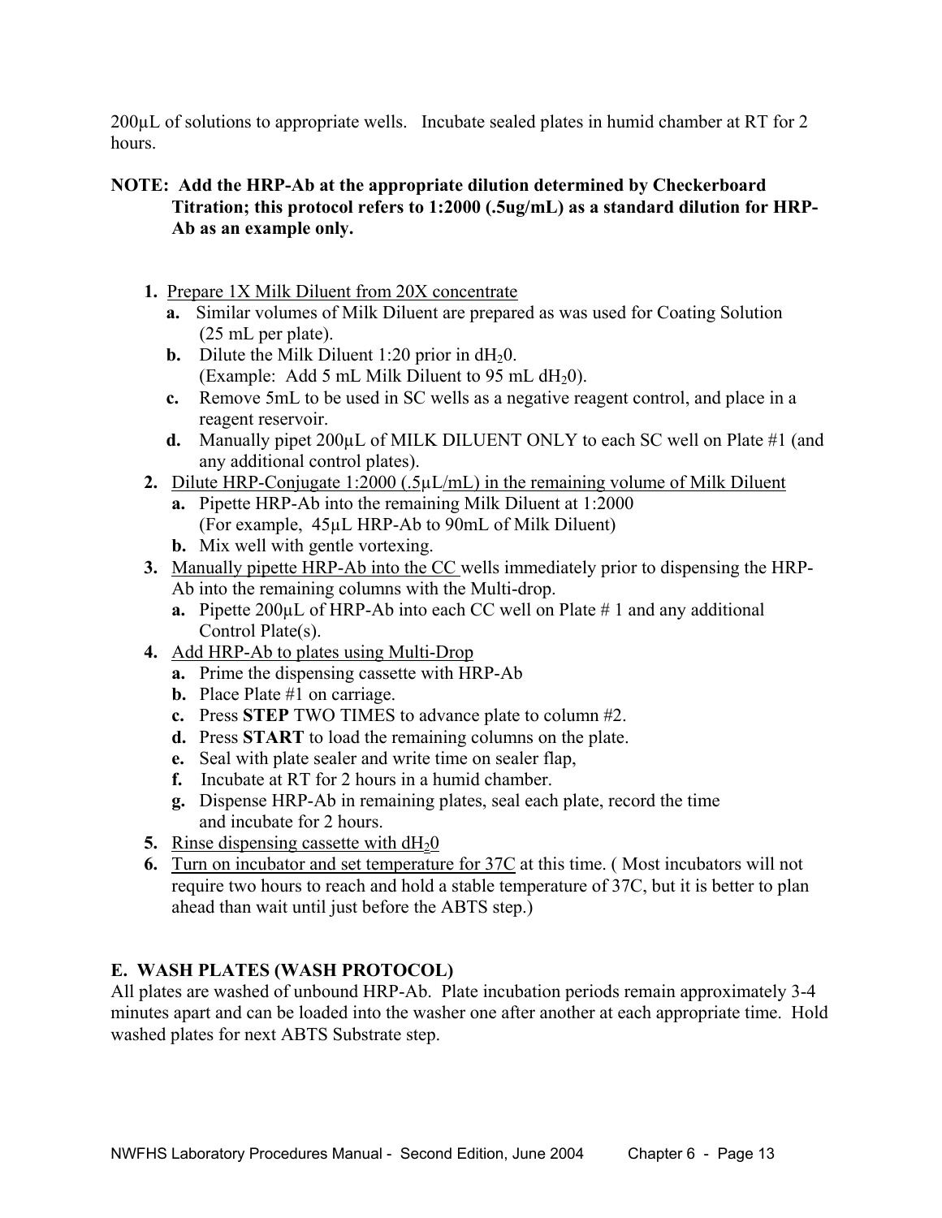200µL of solutions to appropriate wells. Incubate sealed plates in humid chamber at RT for 2 hours.

**NOTE: Add the HRP-Ab at the appropriate dilution determined by Checkerboard Titration; this protocol refers to 1:2000 (.5ug/mL) as a standard dilution for HRP-Ab as an example only.**

1. Prepare 1X Milk Diluent from 20X concentrate
   - **a.** Similar volumes of Milk Diluent are prepared as was used for Coating Solution (25 mL per plate).
   - **b.** Dilute the Milk Diluent 1:20 prior in $dH_20$. (Example: Add 5 mL Milk Diluent to 95 mL $dH_20$).
   - **c.** Remove 5mL to be used in SC wells as a negative reagent control, and place in a reagent reservoir.
   - **d.** Manually pipet 200µL of MILK DILUENT ONLY to each SC well on Plate #1 (and any additional control plates).
2. Dilute HRP-Conjugate 1:2000 (.5µL/mL) in the remaining volume of Milk Diluent
   - **a.** Pipette HRP-Ab into the remaining Milk Diluent at 1:2000 (For example, 45µL HRP-Ab to 90mL of Milk Diluent)
   - **b.** Mix well with gentle vortexing.
3. Manually pipette HRP-Ab into the CC wells immediately prior to dispensing the HRP-Ab into the remaining columns with the Multi-drop.
   - **a.** Pipette 200µL of HRP-Ab into each CC well on Plate # 1 and any additional Control Plate(s).
4. Add HRP-Ab to plates using Multi-Drop
   - **a.** Prime the dispensing cassette with HRP-Ab
   - **b.** Place Plate #1 on carriage.
   - **c.** Press **STEP** TWO TIMES to advance plate to column #2.
   - **d.** Press **START** to load the remaining columns on the plate.
   - **e.** Seal with plate sealer and write time on sealer flap,
   - **f.** Incubate at RT for 2 hours in a humid chamber.
   - **g.** Dispense HRP-Ab in remaining plates, seal each plate, record the time and incubate for 2 hours.
5. Rinse dispensing cassette with $dH_20$
6. Turn on incubator and set temperature for 37C at this time. ( Most incubators will not require two hours to reach and hold a stable temperature of 37C, but it is better to plan ahead than wait until just before the ABTS step.)

## E. WASH PLATES (WASH PROTOCOL)

All plates are washed of unbound HRP-Ab. Plate incubation periods remain approximately 3-4 minutes apart and can be loaded into the washer one after another at each appropriate time. Hold washed plates for next ABTS Substrate step.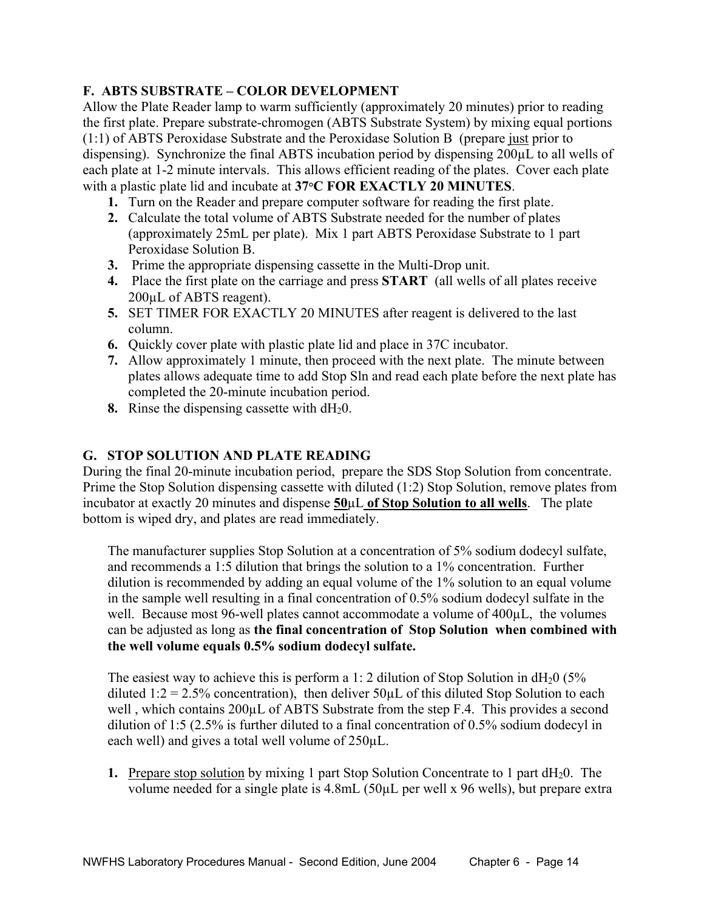## F. ABTS SUBSTRATE – COLOR DEVELOPMENT

Allow the Plate Reader lamp to warm sufficiently (approximately 20 minutes) prior to reading the first plate. Prepare substrate-chromogen (ABTS Substrate System) by mixing equal portions (1:1) of ABTS Peroxidase Substrate and the Peroxidase Solution B (prepare just prior to dispensing). Synchronize the final ABTS incubation period by dispensing 200µL to all wells of each plate at 1-2 minute intervals. This allows efficient reading of the plates. Cover each plate with a plastic plate lid and incubate at **37°C FOR EXACTLY 20 MINUTES**.

1. Turn on the Reader and prepare computer software for reading the first plate.
2. Calculate the total volume of ABTS Substrate needed for the number of plates (approximately 25mL per plate). Mix 1 part ABTS Peroxidase Substrate to 1 part Peroxidase Solution B.
3. Prime the appropriate dispensing cassette in the Multi-Drop unit.
4. Place the first plate on the carriage and press **START** (all wells of all plates receive 200µL of ABTS reagent).
5. SET TIMER FOR EXACTLY 20 MINUTES after reagent is delivered to the last column.
6. Quickly cover plate with plastic plate lid and place in 37C incubator.
7. Allow approximately 1 minute, then proceed with the next plate. The minute between plates allows adequate time to add Stop Sln and read each plate before the next plate has completed the 20-minute incubation period.
8. Rinse the dispensing cassette with $dH_20$.

## G. STOP SOLUTION AND PLATE READING

During the final 20-minute incubation period, prepare the SDS Stop Solution from concentrate. Prime the Stop Solution dispensing cassette with diluted (1:2) Stop Solution, remove plates from incubator at exactly 20 minutes and dispense **50µL of Stop Solution to all wells**. The plate bottom is wiped dry, and plates are read immediately.

The manufacturer supplies Stop Solution at a concentration of 5% sodium dodecyl sulfate, and recommends a 1:5 dilution that brings the solution to a 1% concentration. Further dilution is recommended by adding an equal volume of the 1% solution to an equal volume in the sample well resulting in a final concentration of 0.5% sodium dodecyl sulfate in the well. Because most 96-well plates cannot accommodate a volume of 400µL, the volumes can be adjusted as long as **the final concentration of Stop Solution when combined with the well volume equals 0.5% sodium dodecyl sulfate.**

The easiest way to achieve this is perform a 1: 2 dilution of Stop Solution in $dH_20$ (5% diluted 1:2 = 2.5% concentration), then deliver 50µL of this diluted Stop Solution to each well , which contains 200µL of ABTS Substrate from the step F.4. This provides a second dilution of 1:5 (2.5% is further diluted to a final concentration of 0.5% sodium dodecyl in each well) and gives a total well volume of 250µL.

1. Prepare stop solution by mixing 1 part Stop Solution Concentrate to 1 part $dH_20$. The volume needed for a single plate is 4.8mL (50µL per well x 96 wells), but prepare extra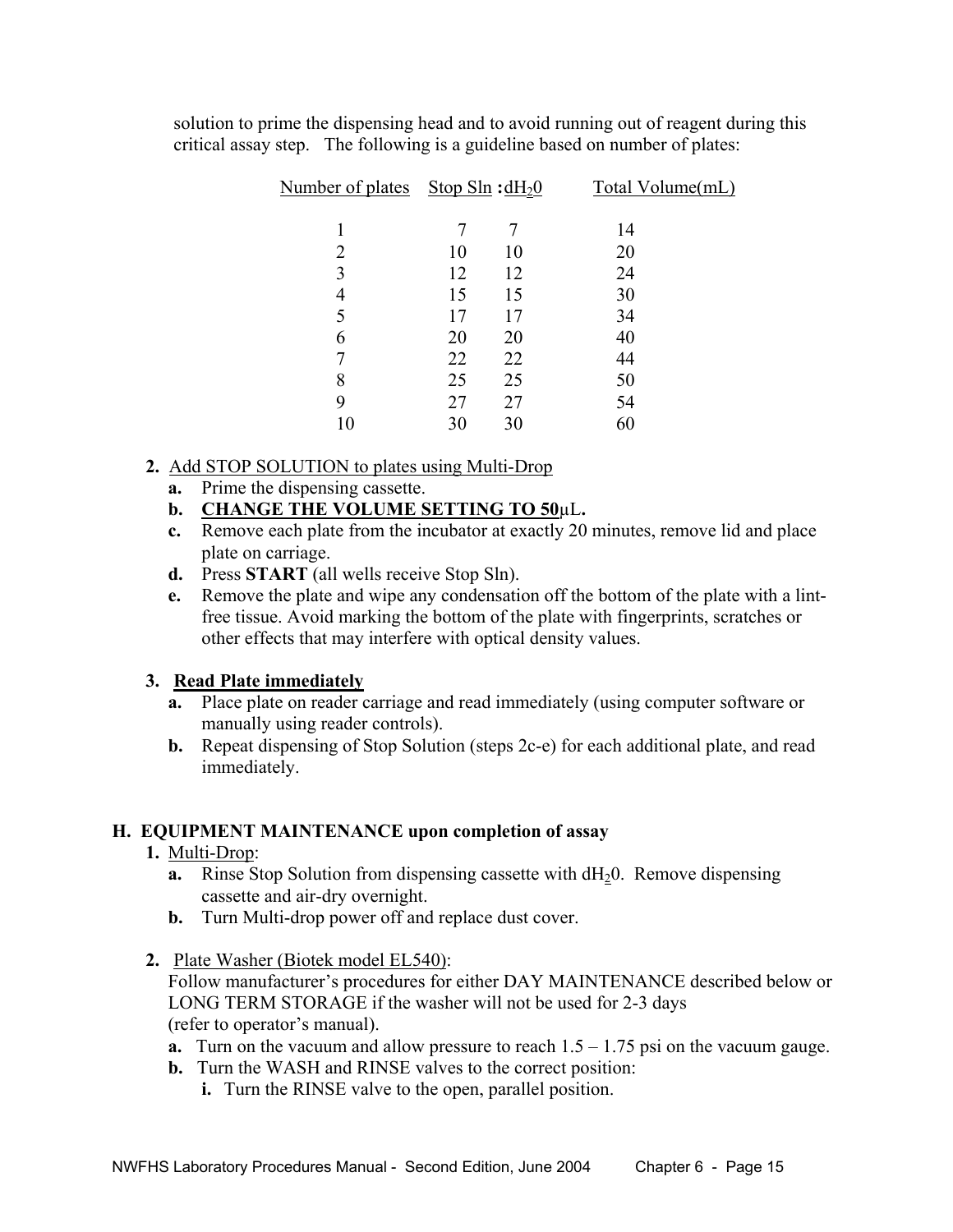solution to prime the dispensing head and to avoid running out of reagent during this critical assay step. The following is a guideline based on number of plates:

| Number of plates | Stop Sln | $dH_20$ | Total Volume(mL) |
|---|---|---|---|
| 1 | 7 | 7 | 14 |
| 2 | 10 | 10 | 20 |
| 3 | 12 | 12 | 24 |
| 4 | 15 | 15 | 30 |
| 5 | 17 | 17 | 34 |
| 6 | 20 | 20 | 40 |
| 7 | 22 | 22 | 44 |
| 8 | 25 | 25 | 50 |
| 9 | 27 | 27 | 54 |
| 10 | 30 | 30 | 60 |

**2.** Add STOP SOLUTION to plates using Multi-Drop

- **a.** Prime the dispensing cassette.
- **b.** **CHANGE THE VOLUME SETTING TO 50μL.**
- **c.** Remove each plate from the incubator at exactly 20 minutes, remove lid and place plate on carriage.
- **d.** Press **START** (all wells receive Stop Sln).
- **e.** Remove the plate and wipe any condensation off the bottom of the plate with a lint-free tissue. Avoid marking the bottom of the plate with fingerprints, scratches or other effects that may interfere with optical density values.

**3. Read Plate immediately**

- **a.** Place plate on reader carriage and read immediately (using computer software or manually using reader controls).
- **b.** Repeat dispensing of Stop Solution (steps 2c-e) for each additional plate, and read immediately.

### H. EQUIPMENT MAINTENANCE upon completion of assay

**1.** Multi-Drop:

- **a.** Rinse Stop Solution from dispensing cassette with $dH_20$. Remove dispensing cassette and air-dry overnight.
- **b.** Turn Multi-drop power off and replace dust cover.

**2.** Plate Washer (Biotek model EL540):

Follow manufacturer's procedures for either DAY MAINTENANCE described below or LONG TERM STORAGE if the washer will not be used for 2-3 days (refer to operator's manual).

- **a.** Turn on the vacuum and allow pressure to reach 1.5 – 1.75 psi on the vacuum gauge.
- **b.** Turn the WASH and RINSE valves to the correct position:
  - **i.** Turn the RINSE valve to the open, parallel position.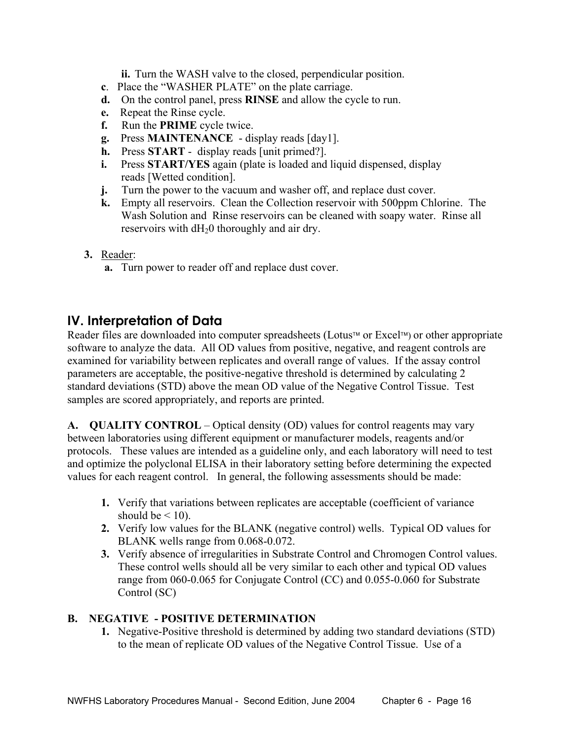**ii.** Turn the WASH valve to the closed, perpendicular position.

**c**. Place the "WASHER PLATE" on the plate carriage.

**d.** On the control panel, press **RINSE** and allow the cycle to run.

**e.** Repeat the Rinse cycle.

**f.** Run the **PRIME** cycle twice.

**g.** Press **MAINTENANCE** - display reads [day1].

**h.** Press **START** - display reads [unit primed?].

**i.** Press **START/YES** again (plate is loaded and liquid dispensed, display reads [Wetted condition].

**j.** Turn the power to the vacuum and washer off, and replace dust cover.

**k.** Empty all reservoirs. Clean the Collection reservoir with 500ppm Chlorine. The Wash Solution and Rinse reservoirs can be cleaned with soapy water. Rinse all reservoirs with $dH_20$ thoroughly and air dry.

**3.** Reader:

**a.** Turn power to reader off and replace dust cover.

## IV. Interpretation of Data

Reader files are downloaded into computer spreadsheets (Lotus™ or Excel™) or other appropriate software to analyze the data. All OD values from positive, negative, and reagent controls are examined for variability between replicates and overall range of values. If the assay control parameters are acceptable, the positive-negative threshold is determined by calculating 2 standard deviations (STD) above the mean OD value of the Negative Control Tissue. Test samples are scored appropriately, and reports are printed.

**A. QUALITY CONTROL** – Optical density (OD) values for control reagents may vary between laboratories using different equipment or manufacturer models, reagents and/or protocols. These values are intended as a guideline only, and each laboratory will need to test and optimize the polyclonal ELISA in their laboratory setting before determining the expected values for each reagent control. In general, the following assessments should be made:

1. Verify that variations between replicates are acceptable (coefficient of variance should be < 10).
2. Verify low values for the BLANK (negative control) wells. Typical OD values for BLANK wells range from 0.068-0.072.
3. Verify absence of irregularities in Substrate Control and Chromogen Control values. These control wells should all be very similar to each other and typical OD values range from 060-0.065 for Conjugate Control (CC) and 0.055-0.060 for Substrate Control (SC)

**B. NEGATIVE - POSITIVE DETERMINATION**

1. Negative-Positive threshold is determined by adding two standard deviations (STD) to the mean of replicate OD values of the Negative Control Tissue. Use of a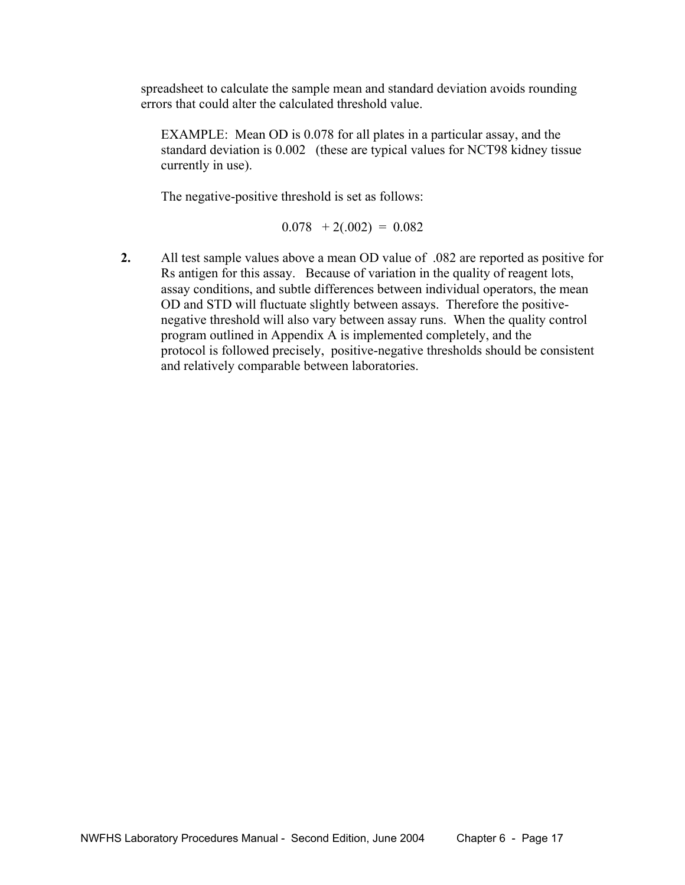spreadsheet to calculate the sample mean and standard deviation avoids rounding errors that could alter the calculated threshold value.

EXAMPLE: Mean OD is 0.078 for all plates in a particular assay, and the standard deviation is 0.002 (these are typical values for NCT98 kidney tissue currently in use).

The negative-positive threshold is set as follows:

$$0.078 + 2(.002) = 0.082$$

**2.** All test sample values above a mean OD value of .082 are reported as positive for Rs antigen for this assay. Because of variation in the quality of reagent lots, assay conditions, and subtle differences between individual operators, the mean OD and STD will fluctuate slightly between assays. Therefore the positive-negative threshold will also vary between assay runs. When the quality control program outlined in Appendix A is implemented completely, and the protocol is followed precisely, positive-negative thresholds should be consistent and relatively comparable between laboratories.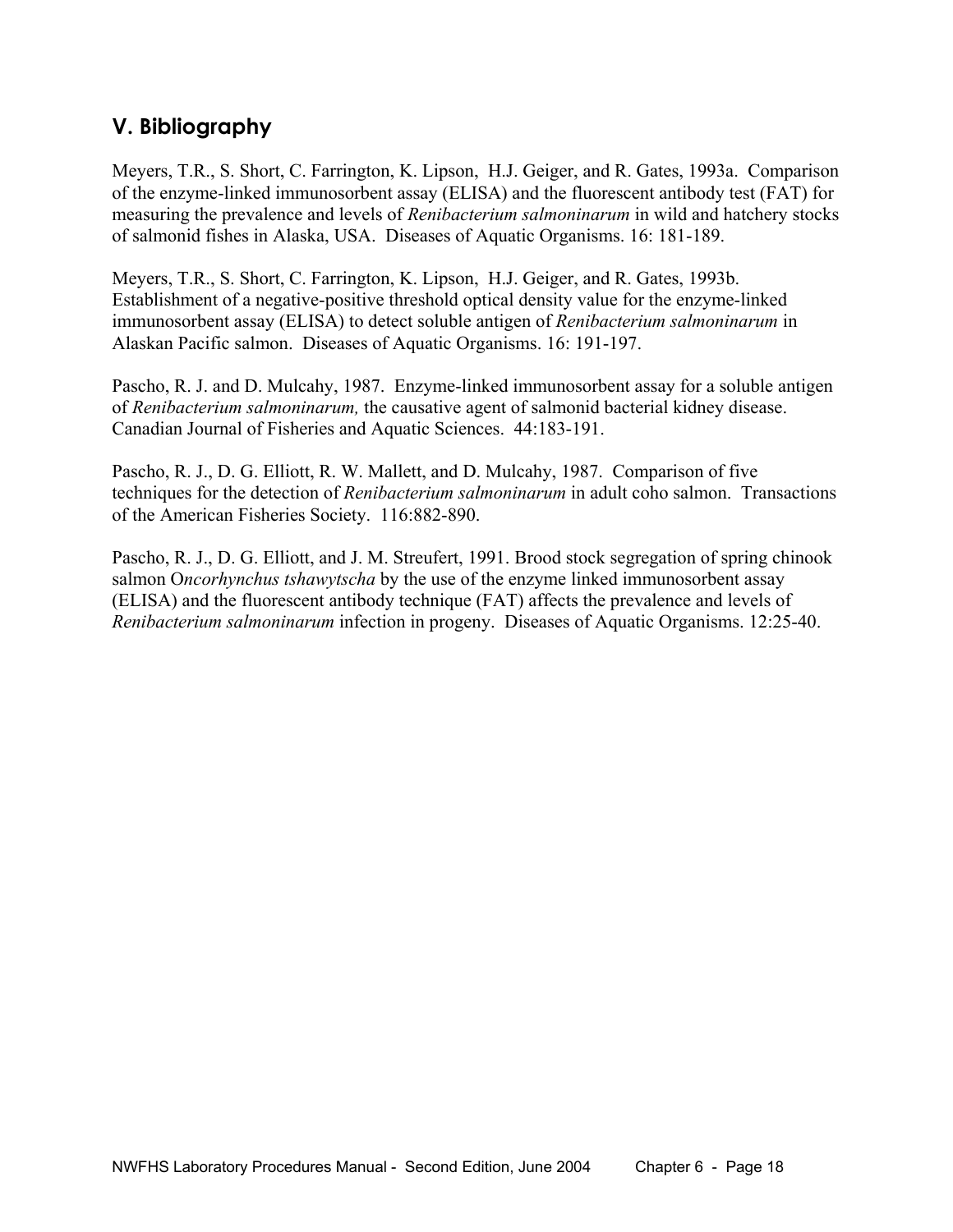## V. Bibliography

Meyers, T.R., S. Short, C. Farrington, K. Lipson, H.J. Geiger, and R. Gates, 1993a. Comparison of the enzyme-linked immunosorbent assay (ELISA) and the fluorescent antibody test (FAT) for measuring the prevalence and levels of *Renibacterium salmoninarum* in wild and hatchery stocks of salmonid fishes in Alaska, USA. Diseases of Aquatic Organisms. 16: 181-189.

Meyers, T.R., S. Short, C. Farrington, K. Lipson, H.J. Geiger, and R. Gates, 1993b. Establishment of a negative-positive threshold optical density value for the enzyme-linked immunosorbent assay (ELISA) to detect soluble antigen of *Renibacterium salmoninarum* in Alaskan Pacific salmon. Diseases of Aquatic Organisms. 16: 191-197.

Pascho, R. J. and D. Mulcahy, 1987. Enzyme-linked immunosorbent assay for a soluble antigen of *Renibacterium salmoninarum,* the causative agent of salmonid bacterial kidney disease. Canadian Journal of Fisheries and Aquatic Sciences. 44:183-191.

Pascho, R. J., D. G. Elliott, R. W. Mallett, and D. Mulcahy, 1987. Comparison of five techniques for the detection of *Renibacterium salmoninarum* in adult coho salmon. Transactions of the American Fisheries Society. 116:882-890.

Pascho, R. J., D. G. Elliott, and J. M. Streufert, 1991. Brood stock segregation of spring chinook salmon O*ncorhynchus tshawytscha* by the use of the enzyme linked immunosorbent assay (ELISA) and the fluorescent antibody technique (FAT) affects the prevalence and levels of *Renibacterium salmoninarum* infection in progeny. Diseases of Aquatic Organisms. 12:25-40.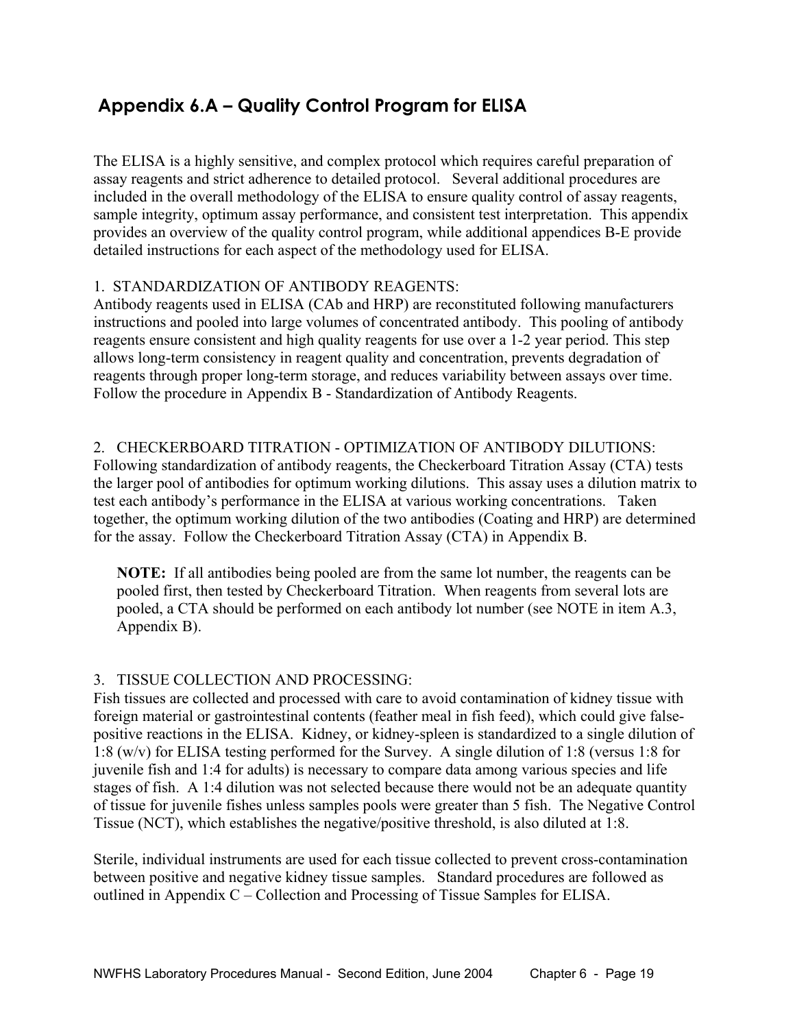## Appendix 6.A – Quality Control Program for ELISA

The ELISA is a highly sensitive, and complex protocol which requires careful preparation of assay reagents and strict adherence to detailed protocol. Several additional procedures are included in the overall methodology of the ELISA to ensure quality control of assay reagents, sample integrity, optimum assay performance, and consistent test interpretation. This appendix provides an overview of the quality control program, while additional appendices B-E provide detailed instructions for each aspect of the methodology used for ELISA.

1. STANDARDIZATION OF ANTIBODY REAGENTS:
Antibody reagents used in ELISA (CAb and HRP) are reconstituted following manufacturers instructions and pooled into large volumes of concentrated antibody. This pooling of antibody reagents ensure consistent and high quality reagents for use over a 1-2 year period. This step allows long-term consistency in reagent quality and concentration, prevents degradation of reagents through proper long-term storage, and reduces variability between assays over time. Follow the procedure in Appendix B - Standardization of Antibody Reagents.

2. CHECKERBOARD TITRATION - OPTIMIZATION OF ANTIBODY DILUTIONS:
Following standardization of antibody reagents, the Checkerboard Titration Assay (CTA) tests the larger pool of antibodies for optimum working dilutions. This assay uses a dilution matrix to test each antibody's performance in the ELISA at various working concentrations. Taken together, the optimum working dilution of the two antibodies (Coating and HRP) are determined for the assay. Follow the Checkerboard Titration Assay (CTA) in Appendix B.

> **NOTE:** If all antibodies being pooled are from the same lot number, the reagents can be pooled first, then tested by Checkerboard Titration. When reagents from several lots are pooled, a CTA should be performed on each antibody lot number (see NOTE in item A.3, Appendix B).

3. TISSUE COLLECTION AND PROCESSING:
Fish tissues are collected and processed with care to avoid contamination of kidney tissue with foreign material or gastrointestinal contents (feather meal in fish feed), which could give false-positive reactions in the ELISA. Kidney, or kidney-spleen is standardized to a single dilution of 1:8 (w/v) for ELISA testing performed for the Survey. A single dilution of 1:8 (versus 1:8 for juvenile fish and 1:4 for adults) is necessary to compare data among various species and life stages of fish. A 1:4 dilution was not selected because there would not be an adequate quantity of tissue for juvenile fishes unless samples pools were greater than 5 fish. The Negative Control Tissue (NCT), which establishes the negative/positive threshold, is also diluted at 1:8.

Sterile, individual instruments are used for each tissue collected to prevent cross-contamination between positive and negative kidney tissue samples. Standard procedures are followed as outlined in Appendix C – Collection and Processing of Tissue Samples for ELISA.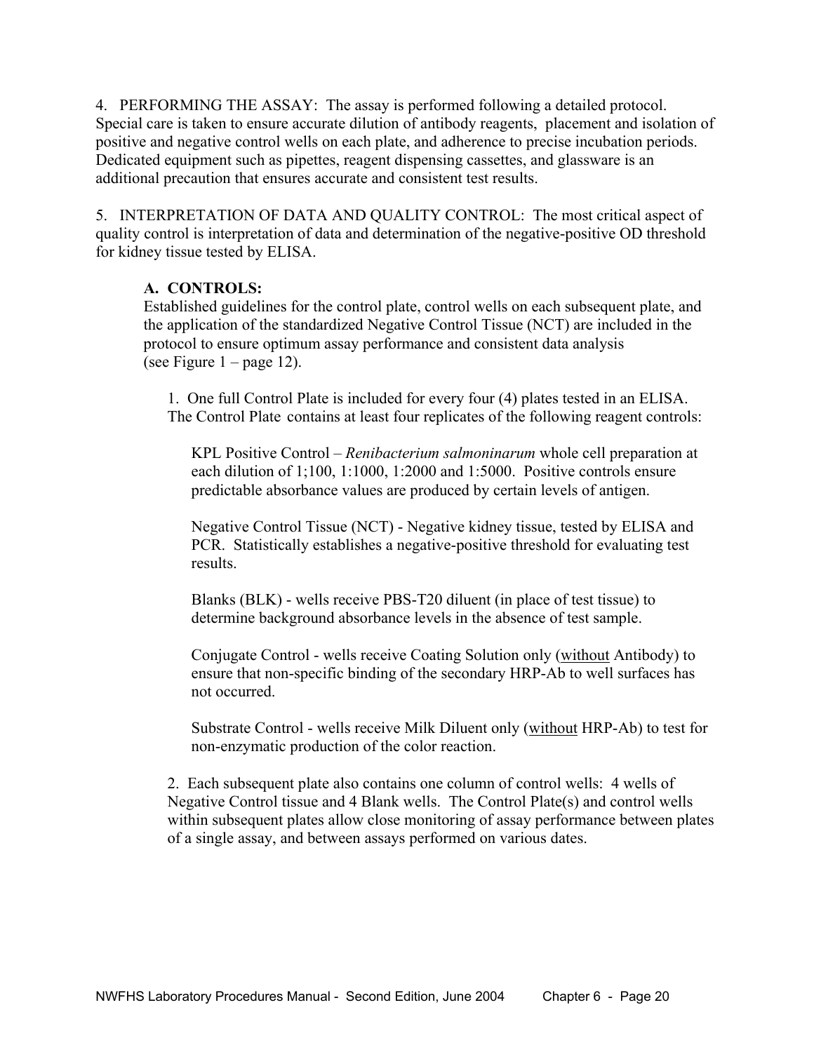4. PERFORMING THE ASSAY: The assay is performed following a detailed protocol. Special care is taken to ensure accurate dilution of antibody reagents, placement and isolation of positive and negative control wells on each plate, and adherence to precise incubation periods. Dedicated equipment such as pipettes, reagent dispensing cassettes, and glassware is an additional precaution that ensures accurate and consistent test results.

5. INTERPRETATION OF DATA AND QUALITY CONTROL: The most critical aspect of quality control is interpretation of data and determination of the negative-positive OD threshold for kidney tissue tested by ELISA.

**A. CONTROLS:**

Established guidelines for the control plate, control wells on each subsequent plate, and the application of the standardized Negative Control Tissue (NCT) are included in the protocol to ensure optimum assay performance and consistent data analysis (see Figure 1 – page 12).

1. One full Control Plate is included for every four (4) plates tested in an ELISA. The Control Plate contains at least four replicates of the following reagent controls:

   KPL Positive Control – *Renibacterium salmoninarum* whole cell preparation at each dilution of 1;100, 1:1000, 1:2000 and 1:5000. Positive controls ensure predictable absorbance values are produced by certain levels of antigen.

   Negative Control Tissue (NCT) - Negative kidney tissue, tested by ELISA and PCR. Statistically establishes a negative-positive threshold for evaluating test results.

   Blanks (BLK) - wells receive PBS-T20 diluent (in place of test tissue) to determine background absorbance levels in the absence of test sample.

   Conjugate Control - wells receive Coating Solution only (without Antibody) to ensure that non-specific binding of the secondary HRP-Ab to well surfaces has not occurred.

   Substrate Control - wells receive Milk Diluent only (without HRP-Ab) to test for non-enzymatic production of the color reaction.

2. Each subsequent plate also contains one column of control wells: 4 wells of Negative Control tissue and 4 Blank wells. The Control Plate(s) and control wells within subsequent plates allow close monitoring of assay performance between plates of a single assay, and between assays performed on various dates.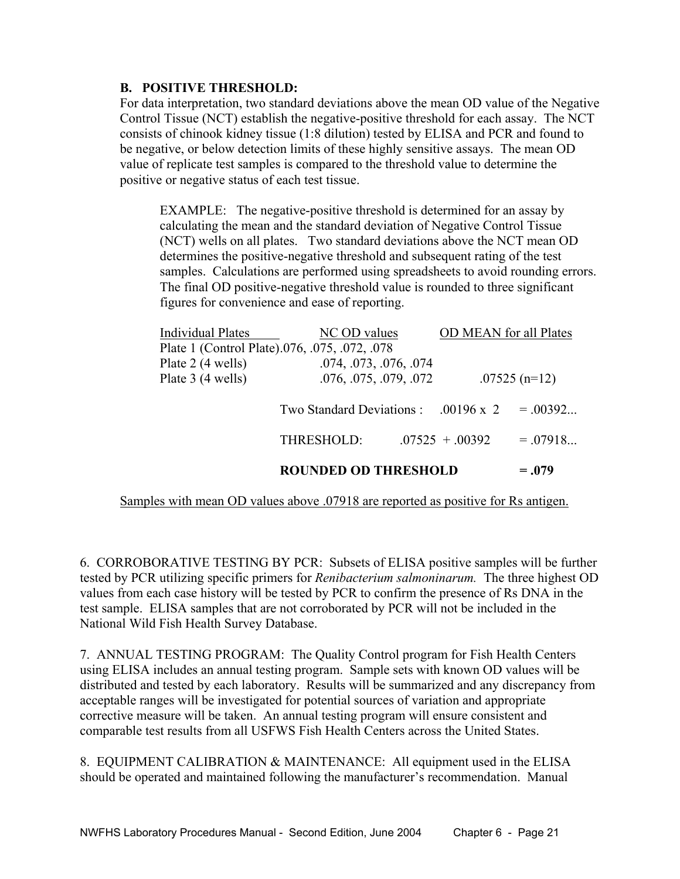### B. POSITIVE THRESHOLD:

For data interpretation, two standard deviations above the mean OD value of the Negative Control Tissue (NCT) establish the negative-positive threshold for each assay. The NCT consists of chinook kidney tissue (1:8 dilution) tested by ELISA and PCR and found to be negative, or below detection limits of these highly sensitive assays. The mean OD value of replicate test samples is compared to the threshold value to determine the positive or negative status of each test tissue.

> EXAMPLE: The negative-positive threshold is determined for an assay by calculating the mean and the standard deviation of Negative Control Tissue (NCT) wells on all plates. Two standard deviations above the NCT mean OD determines the positive-negative threshold and subsequent rating of the test samples. Calculations are performed using spreadsheets to avoid rounding errors. The final OD positive-negative threshold value is rounded to three significant figures for convenience and ease of reporting.

| Individual Plates | NC OD values | OD MEAN for all Plates |
|---|---|---|
| Plate 1 (Control Plate) | .076, .075, .072, .078 | |
| Plate 2 (4 wells) | .074, .073, .076, .074 | |
| Plate 3 (4 wells) | .076, .075, .079, .072 | .07525 (n=12) |

Two Standard Deviations : .00196 x 2 = .00392...

THRESHOLD: .07525 + .00392 = .07918...

**ROUNDED OD THRESHOLD = .079**

<u>Samples with mean OD values above .07918 are reported as positive for Rs antigen.</u>

6. CORROBORATIVE TESTING BY PCR: Subsets of ELISA positive samples will be further tested by PCR utilizing specific primers for *Renibacterium salmoninarum.* The three highest OD values from each case history will be tested by PCR to confirm the presence of Rs DNA in the test sample. ELISA samples that are not corroborated by PCR will not be included in the National Wild Fish Health Survey Database.

7. ANNUAL TESTING PROGRAM: The Quality Control program for Fish Health Centers using ELISA includes an annual testing program. Sample sets with known OD values will be distributed and tested by each laboratory. Results will be summarized and any discrepancy from acceptable ranges will be investigated for potential sources of variation and appropriate corrective measure will be taken. An annual testing program will ensure consistent and comparable test results from all USFWS Fish Health Centers across the United States.

8. EQUIPMENT CALIBRATION & MAINTENANCE: All equipment used in the ELISA should be operated and maintained following the manufacturer's recommendation. Manual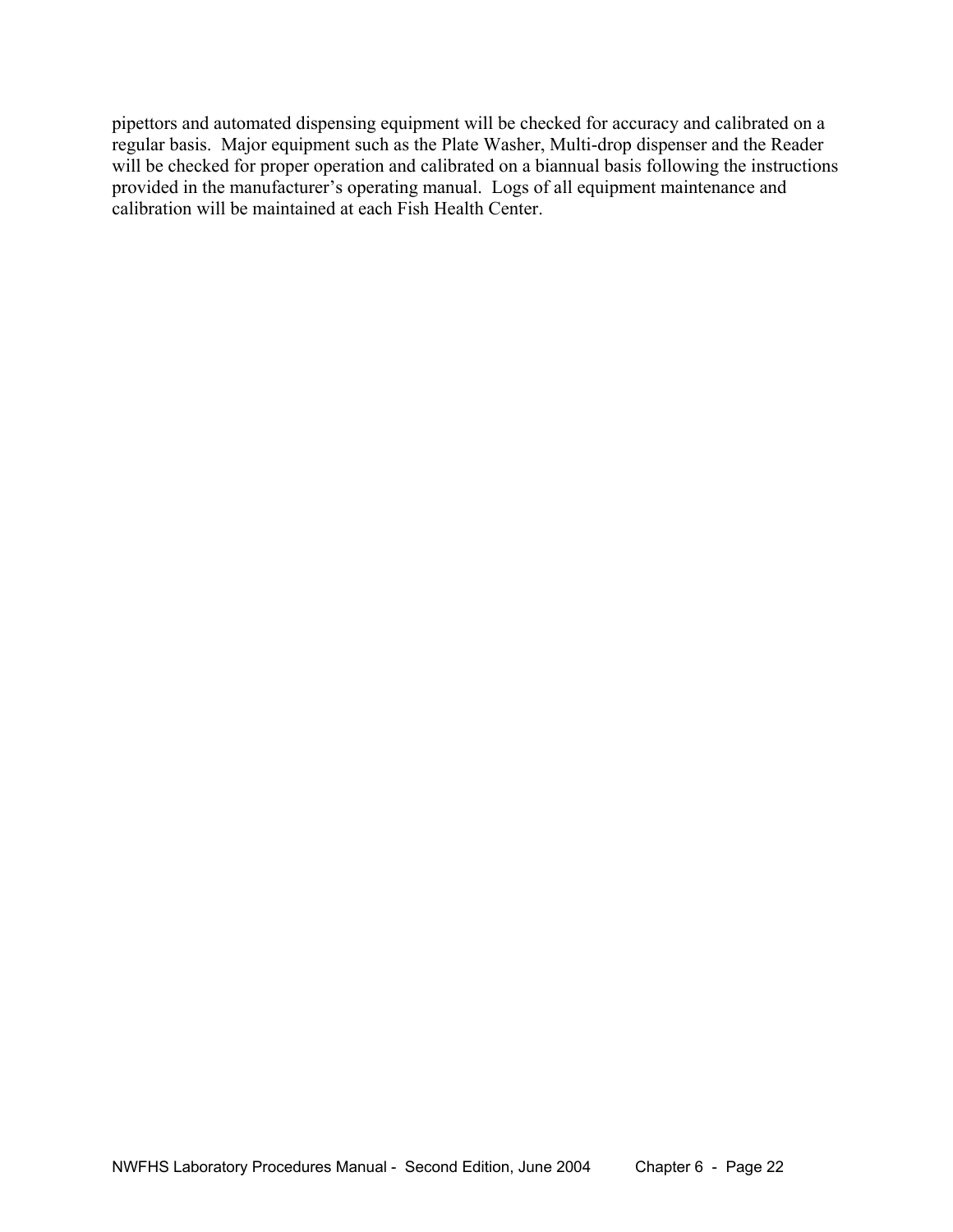pipettors and automated dispensing equipment will be checked for accuracy and calibrated on a regular basis. Major equipment such as the Plate Washer, Multi-drop dispenser and the Reader will be checked for proper operation and calibrated on a biannual basis following the instructions provided in the manufacturer's operating manual. Logs of all equipment maintenance and calibration will be maintained at each Fish Health Center.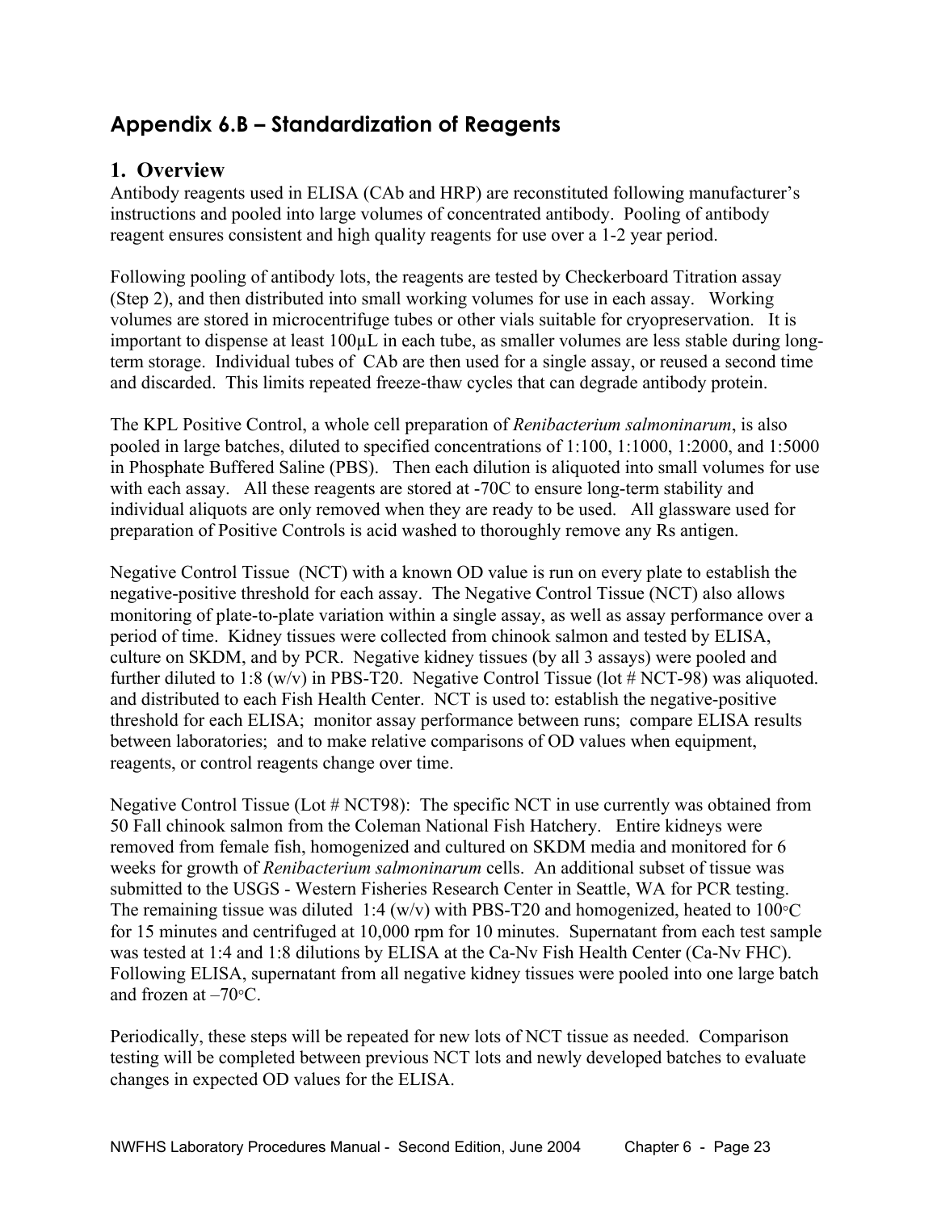## Appendix 6.B – Standardization of Reagents

### 1. Overview

Antibody reagents used in ELISA (CAb and HRP) are reconstituted following manufacturer's instructions and pooled into large volumes of concentrated antibody. Pooling of antibody reagent ensures consistent and high quality reagents for use over a 1-2 year period.

Following pooling of antibody lots, the reagents are tested by Checkerboard Titration assay (Step 2), and then distributed into small working volumes for use in each assay. Working volumes are stored in microcentrifuge tubes or other vials suitable for cryopreservation. It is important to dispense at least 100µL in each tube, as smaller volumes are less stable during long-term storage. Individual tubes of CAb are then used for a single assay, or reused a second time and discarded. This limits repeated freeze-thaw cycles that can degrade antibody protein.

The KPL Positive Control, a whole cell preparation of *Renibacterium salmoninarum*, is also pooled in large batches, diluted to specified concentrations of 1:100, 1:1000, 1:2000, and 1:5000 in Phosphate Buffered Saline (PBS). Then each dilution is aliquoted into small volumes for use with each assay. All these reagents are stored at -70C to ensure long-term stability and individual aliquots are only removed when they are ready to be used. All glassware used for preparation of Positive Controls is acid washed to thoroughly remove any Rs antigen.

Negative Control Tissue (NCT) with a known OD value is run on every plate to establish the negative-positive threshold for each assay. The Negative Control Tissue (NCT) also allows monitoring of plate-to-plate variation within a single assay, as well as assay performance over a period of time. Kidney tissues were collected from chinook salmon and tested by ELISA, culture on SKDM, and by PCR. Negative kidney tissues (by all 3 assays) were pooled and further diluted to 1:8 (w/v) in PBS-T20. Negative Control Tissue (lot # NCT-98) was aliquoted. and distributed to each Fish Health Center. NCT is used to: establish the negative-positive threshold for each ELISA; monitor assay performance between runs; compare ELISA results between laboratories; and to make relative comparisons of OD values when equipment, reagents, or control reagents change over time.

Negative Control Tissue (Lot # NCT98): The specific NCT in use currently was obtained from 50 Fall chinook salmon from the Coleman National Fish Hatchery. Entire kidneys were removed from female fish, homogenized and cultured on SKDM media and monitored for 6 weeks for growth of *Renibacterium salmoninarum* cells. An additional subset of tissue was submitted to the USGS - Western Fisheries Research Center in Seattle, WA for PCR testing. The remaining tissue was diluted 1:4 (w/v) with PBS-T20 and homogenized, heated to 100°C for 15 minutes and centrifuged at 10,000 rpm for 10 minutes. Supernatant from each test sample was tested at 1:4 and 1:8 dilutions by ELISA at the Ca-Nv Fish Health Center (Ca-Nv FHC). Following ELISA, supernatant from all negative kidney tissues were pooled into one large batch and frozen at –70°C.

Periodically, these steps will be repeated for new lots of NCT tissue as needed. Comparison testing will be completed between previous NCT lots and newly developed batches to evaluate changes in expected OD values for the ELISA.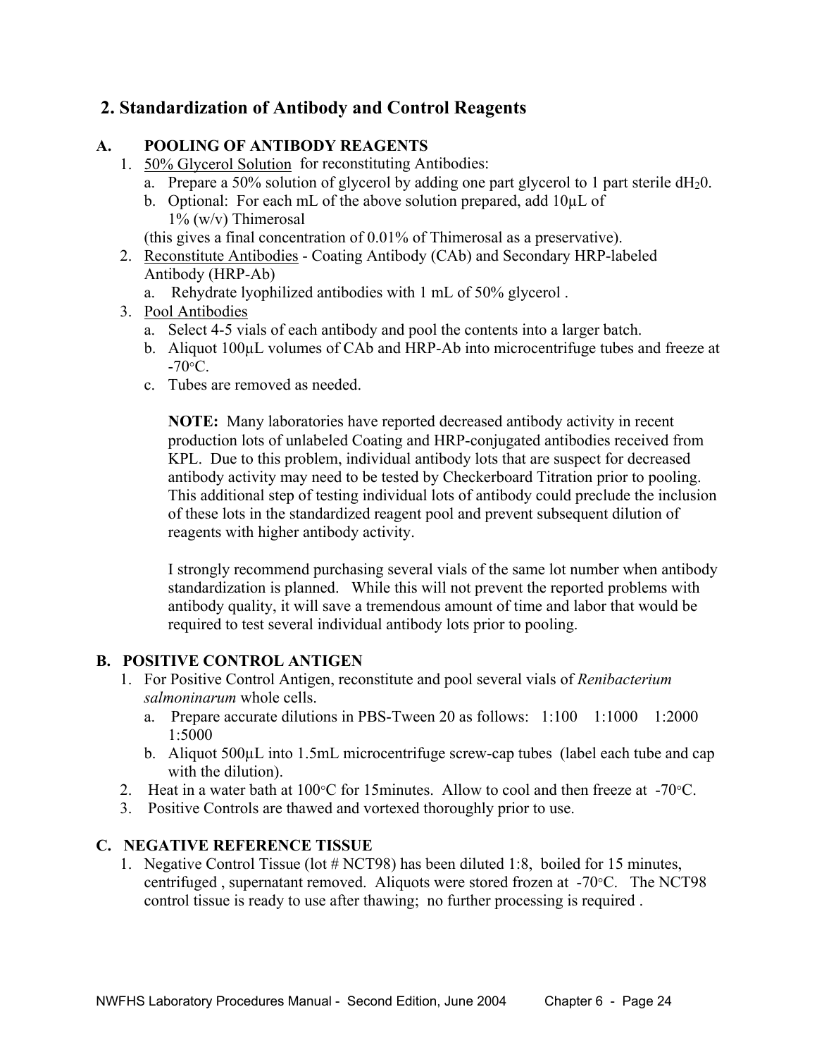## 2. Standardization of Antibody and Control Reagents

### A. POOLING OF ANTIBODY REAGENTS

1. 50% Glycerol Solution for reconstituting Antibodies:
   a. Prepare a 50% solution of glycerol by adding one part glycerol to 1 part sterile $dH_20$.
   b. Optional: For each mL of the above solution prepared, add 10µL of 1% (w/v) Thimerosal

   (this gives a final concentration of 0.01% of Thimerosal as a preservative).
2. Reconstitute Antibodies - Coating Antibody (CAb) and Secondary HRP-labeled Antibody (HRP-Ab)
   a. Rehydrate lyophilized antibodies with 1 mL of 50% glycerol .
3. Pool Antibodies
   a. Select 4-5 vials of each antibody and pool the contents into a larger batch.
   b. Aliquot 100µL volumes of CAb and HRP-Ab into microcentrifuge tubes and freeze at -70°C.
   c. Tubes are removed as needed.

   **NOTE:** Many laboratories have reported decreased antibody activity in recent production lots of unlabeled Coating and HRP-conjugated antibodies received from KPL. Due to this problem, individual antibody lots that are suspect for decreased antibody activity may need to be tested by Checkerboard Titration prior to pooling. This additional step of testing individual lots of antibody could preclude the inclusion of these lots in the standardized reagent pool and prevent subsequent dilution of reagents with higher antibody activity.

   I strongly recommend purchasing several vials of the same lot number when antibody standardization is planned. While this will not prevent the reported problems with antibody quality, it will save a tremendous amount of time and labor that would be required to test several individual antibody lots prior to pooling.

### B. POSITIVE CONTROL ANTIGEN

1. For Positive Control Antigen, reconstitute and pool several vials of *Renibacterium salmoninarum* whole cells.
   a. Prepare accurate dilutions in PBS-Tween 20 as follows: 1:100 1:1000 1:2000 1:5000
   b. Aliquot 500µL into 1.5mL microcentrifuge screw-cap tubes (label each tube and cap with the dilution).
2. Heat in a water bath at 100°C for 15minutes. Allow to cool and then freeze at -70°C.
3. Positive Controls are thawed and vortexed thoroughly prior to use.

### C. NEGATIVE REFERENCE TISSUE

1. Negative Control Tissue (lot # NCT98) has been diluted 1:8, boiled for 15 minutes, centrifuged , supernatant removed. Aliquots were stored frozen at -70°C. The NCT98 control tissue is ready to use after thawing; no further processing is required .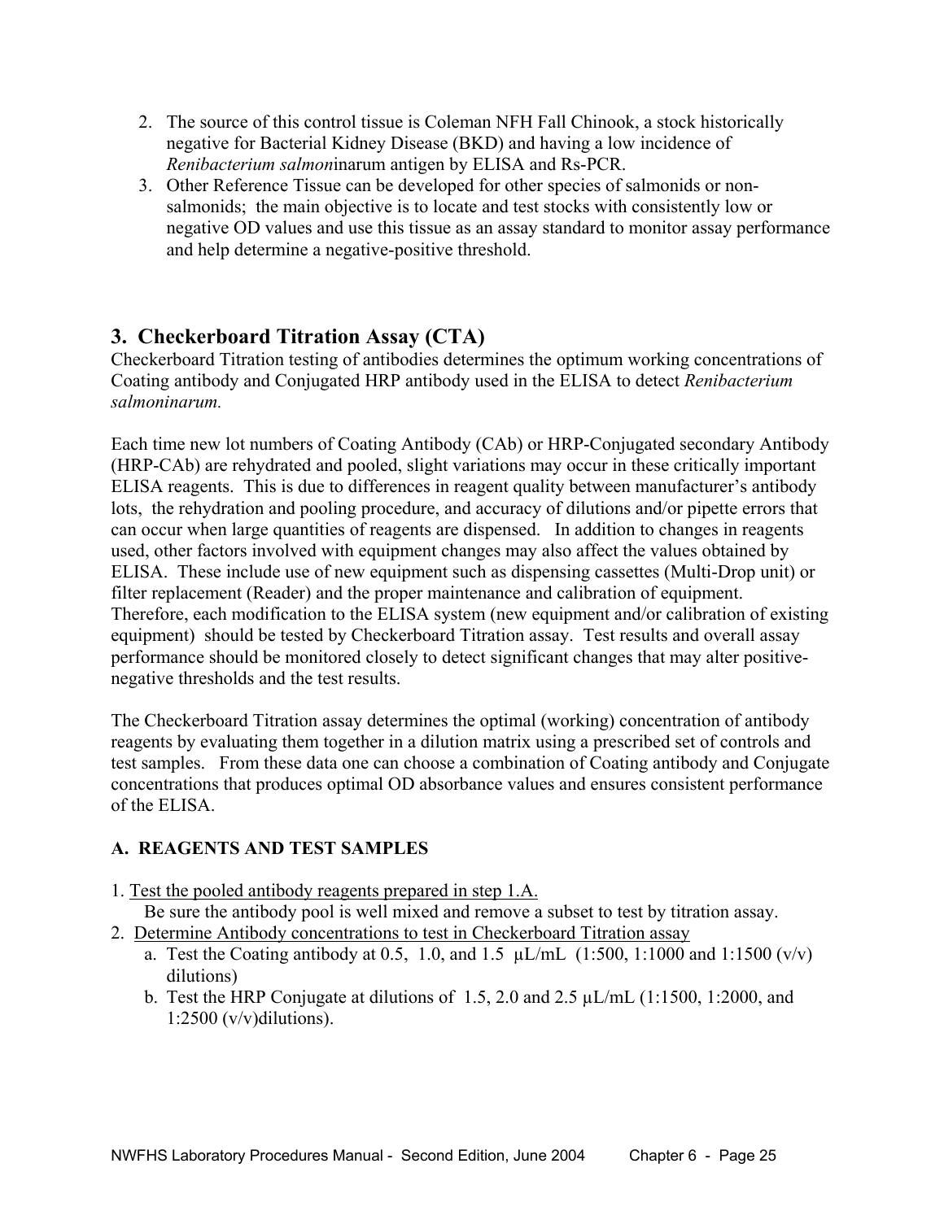2. The source of this control tissue is Coleman NFH Fall Chinook, a stock historically negative for Bacterial Kidney Disease (BKD) and having a low incidence of *Renibacterium salmon*inarum antigen by ELISA and Rs-PCR.
3. Other Reference Tissue can be developed for other species of salmonids or non-salmonids; the main objective is to locate and test stocks with consistently low or negative OD values and use this tissue as an assay standard to monitor assay performance and help determine a negative-positive threshold.

## 3. Checkerboard Titration Assay (CTA)

Checkerboard Titration testing of antibodies determines the optimum working concentrations of Coating antibody and Conjugated HRP antibody used in the ELISA to detect *Renibacterium salmoninarum.*

Each time new lot numbers of Coating Antibody (CAb) or HRP-Conjugated secondary Antibody (HRP-CAb) are rehydrated and pooled, slight variations may occur in these critically important ELISA reagents. This is due to differences in reagent quality between manufacturer's antibody lots, the rehydration and pooling procedure, and accuracy of dilutions and/or pipette errors that can occur when large quantities of reagents are dispensed. In addition to changes in reagents used, other factors involved with equipment changes may also affect the values obtained by ELISA. These include use of new equipment such as dispensing cassettes (Multi-Drop unit) or filter replacement (Reader) and the proper maintenance and calibration of equipment. Therefore, each modification to the ELISA system (new equipment and/or calibration of existing equipment) should be tested by Checkerboard Titration assay. Test results and overall assay performance should be monitored closely to detect significant changes that may alter positive-negative thresholds and the test results.

The Checkerboard Titration assay determines the optimal (working) concentration of antibody reagents by evaluating them together in a dilution matrix using a prescribed set of controls and test samples. From these data one can choose a combination of Coating antibody and Conjugate concentrations that produces optimal OD absorbance values and ensures consistent performance of the ELISA.

### A. REAGENTS AND TEST SAMPLES

1. Test the pooled antibody reagents prepared in step 1.A.
   Be sure the antibody pool is well mixed and remove a subset to test by titration assay.
2. Determine Antibody concentrations to test in Checkerboard Titration assay
   a. Test the Coating antibody at 0.5, 1.0, and 1.5 µL/mL (1:500, 1:1000 and 1:1500 (v/v) dilutions)
   b. Test the HRP Conjugate at dilutions of 1.5, 2.0 and 2.5 µL/mL (1:1500, 1:2000, and 1:2500 (v/v)dilutions).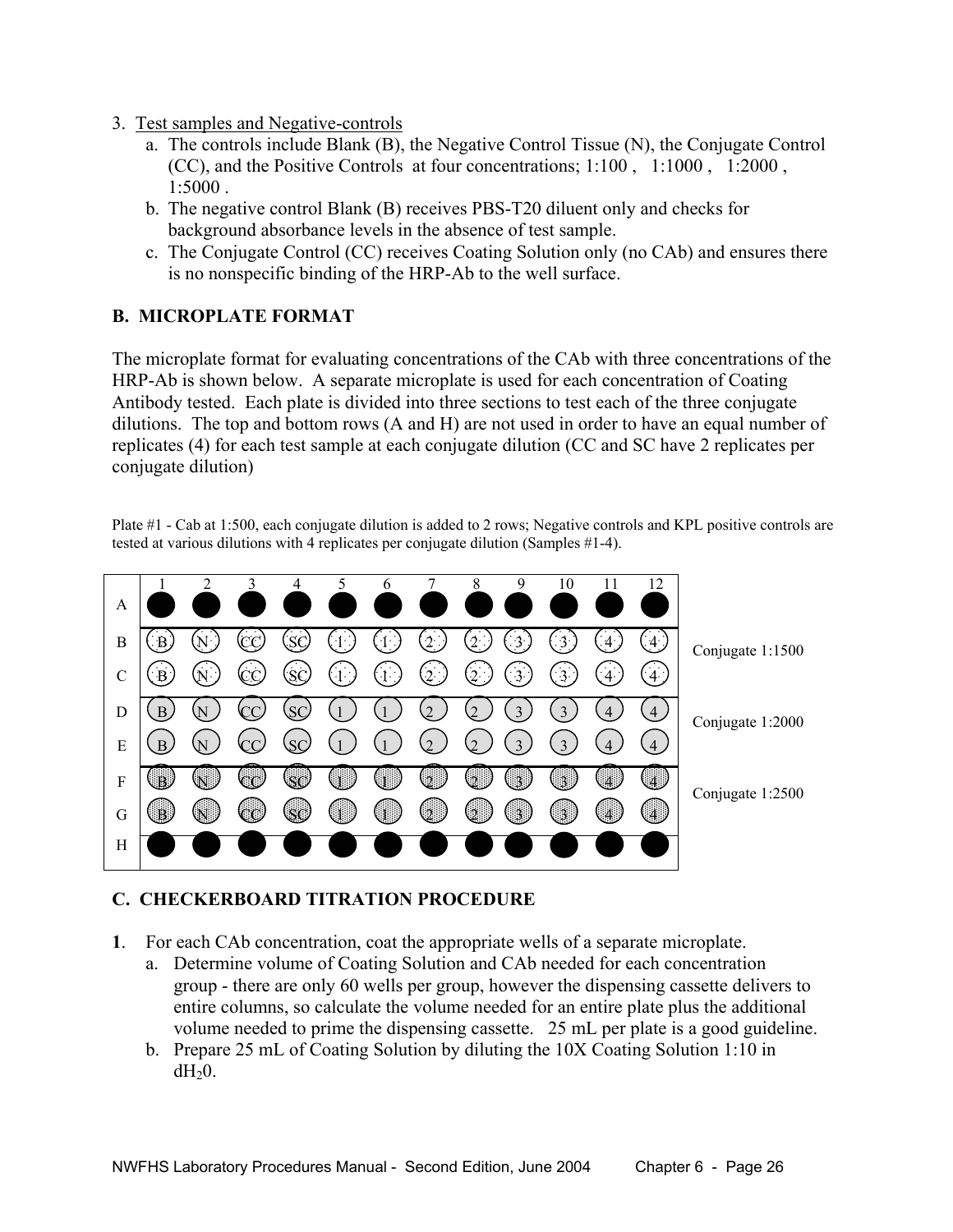3. Test samples and Negative-controls
    a. The controls include Blank (B), the Negative Control Tissue (N), the Conjugate Control (CC), and the Positive Controls at four concentrations; 1:100 , 1:1000 , 1:2000 , 1:5000 .
    b. The negative control Blank (B) receives PBS-T20 diluent only and checks for background absorbance levels in the absence of test sample.
    c. The Conjugate Control (CC) receives Coating Solution only (no CAb) and ensures there is no nonspecific binding of the HRP-Ab to the well surface.

## B. MICROPLATE FORMAT

The microplate format for evaluating concentrations of the CAb with three concentrations of the HRP-Ab is shown below. A separate microplate is used for each concentration of Coating Antibody tested. Each plate is divided into three sections to test each of the three conjugate dilutions. The top and bottom rows (A and H) are not used in order to have an equal number of replicates (4) for each test sample at each conjugate dilution (CC and SC have 2 replicates per conjugate dilution)

Plate #1 - Cab at 1:500, each conjugate dilution is added to 2 rows; Negative controls and KPL positive controls are tested at various dilutions with 4 replicates per conjugate dilution (Samples #1-4).

| | 1 | 2 | 3 | 4 | 5 | 6 | 7 | 8 | 9 | 10 | 11 | 12 | |
|---|---|---|---|---|---|---|---|---|---|---|---|---|---|
| A | ● | ● | ● | ● | ● | ● | ● | ● | ● | ● | ● | ● | |
| B | B | N | CC | SC | 1 | 1 | 2 | 2 | 3 | 3 | 4 | 4 | Conjugate 1:1500 |
| C | B | N | CC | SC | 1 | 1 | 2 | 2 | 3 | 3 | 4 | 4 | |
| D | B | N | CC | SC | 1 | 1 | 2 | 2 | 3 | 3 | 4 | 4 | Conjugate 1:2000 |
| E | B | N | CC | SC | 1 | 1 | 2 | 2 | 3 | 3 | 4 | 4 | |
| F | B | N | CC | SC | 1 | 1 | 2 | 2 | 3 | 3 | 4 | 4 | Conjugate 1:2500 |
| G | B | N | CC | SC | 1 | 1 | 2 | 2 | 3 | 3 | 4 | 4 | |
| H | ● | ● | ● | ● | ● | ● | ● | ● | ● | ● | ● | ● | |

## C. CHECKERBOARD TITRATION PROCEDURE

**1**. For each CAb concentration, coat the appropriate wells of a separate microplate.
    a. Determine volume of Coating Solution and CAb needed for each concentration group - there are only 60 wells per group, however the dispensing cassette delivers to entire columns, so calculate the volume needed for an entire plate plus the additional volume needed to prime the dispensing cassette. 25 mL per plate is a good guideline.
    b. Prepare 25 mL of Coating Solution by diluting the 10X Coating Solution 1:10 in $dH_20$.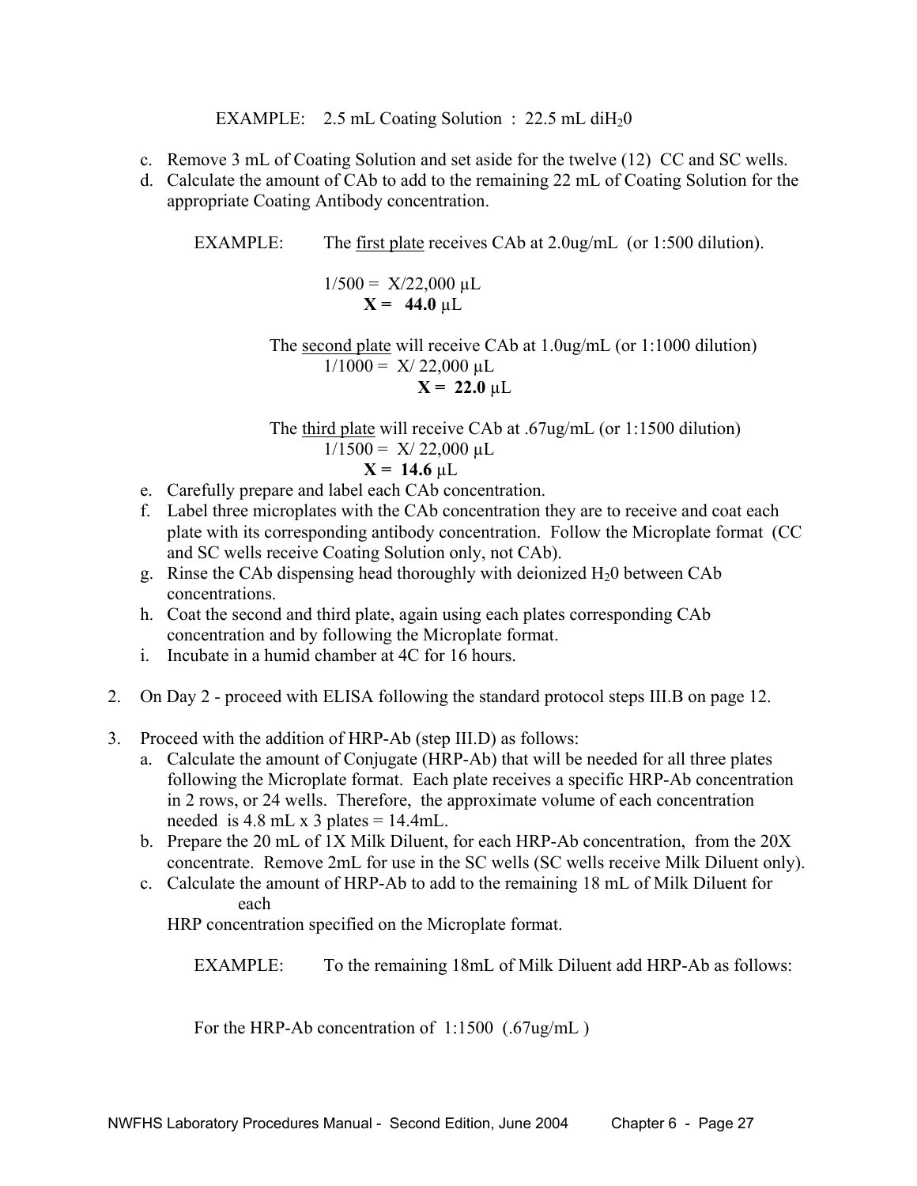EXAMPLE: 2.5 mL Coating Solution : 22.5 mL di$H_2$0

c. Remove 3 mL of Coating Solution and set aside for the twelve (12) CC and SC wells.
d. Calculate the amount of CAb to add to the remaining 22 mL of Coating Solution for the appropriate Coating Antibody concentration.

EXAMPLE: The <u>first plate</u> receives CAb at 2.0ug/mL (or 1:500 dilution).

1/500 = X/22,000 µL
**X = 44.0** µL

The <u>second plate</u> will receive CAb at 1.0ug/mL (or 1:1000 dilution)
1/1000 = X/ 22,000 µL
**X = 22.0** µL

The <u>third plate</u> will receive CAb at .67ug/mL (or 1:1500 dilution)
1/1500 = X/ 22,000 µL
**X = 14.6** µL

e. Carefully prepare and label each CAb concentration.
f. Label three microplates with the CAb concentration they are to receive and coat each plate with its corresponding antibody concentration. Follow the Microplate format (CC and SC wells receive Coating Solution only, not CAb).
g. Rinse the CAb dispensing head thoroughly with deionized $H_2$0 between CAb concentrations.
h. Coat the second and third plate, again using each plates corresponding CAb concentration and by following the Microplate format.
i. Incubate in a humid chamber at 4C for 16 hours.

2. On Day 2 - proceed with ELISA following the standard protocol steps III.B on page 12.

3. Proceed with the addition of HRP-Ab (step III.D) as follows:
   a. Calculate the amount of Conjugate (HRP-Ab) that will be needed for all three plates following the Microplate format. Each plate receives a specific HRP-Ab concentration in 2 rows, or 24 wells. Therefore, the approximate volume of each concentration needed is 4.8 mL x 3 plates = 14.4mL.
   b. Prepare the 20 mL of 1X Milk Diluent, for each HRP-Ab concentration, from the 20X concentrate. Remove 2mL for use in the SC wells (SC wells receive Milk Diluent only).
   c. Calculate the amount of HRP-Ab to add to the remaining 18 mL of Milk Diluent for each HRP concentration specified on the Microplate format.

EXAMPLE: To the remaining 18mL of Milk Diluent add HRP-Ab as follows:

For the HRP-Ab concentration of 1:1500 (.67ug/mL )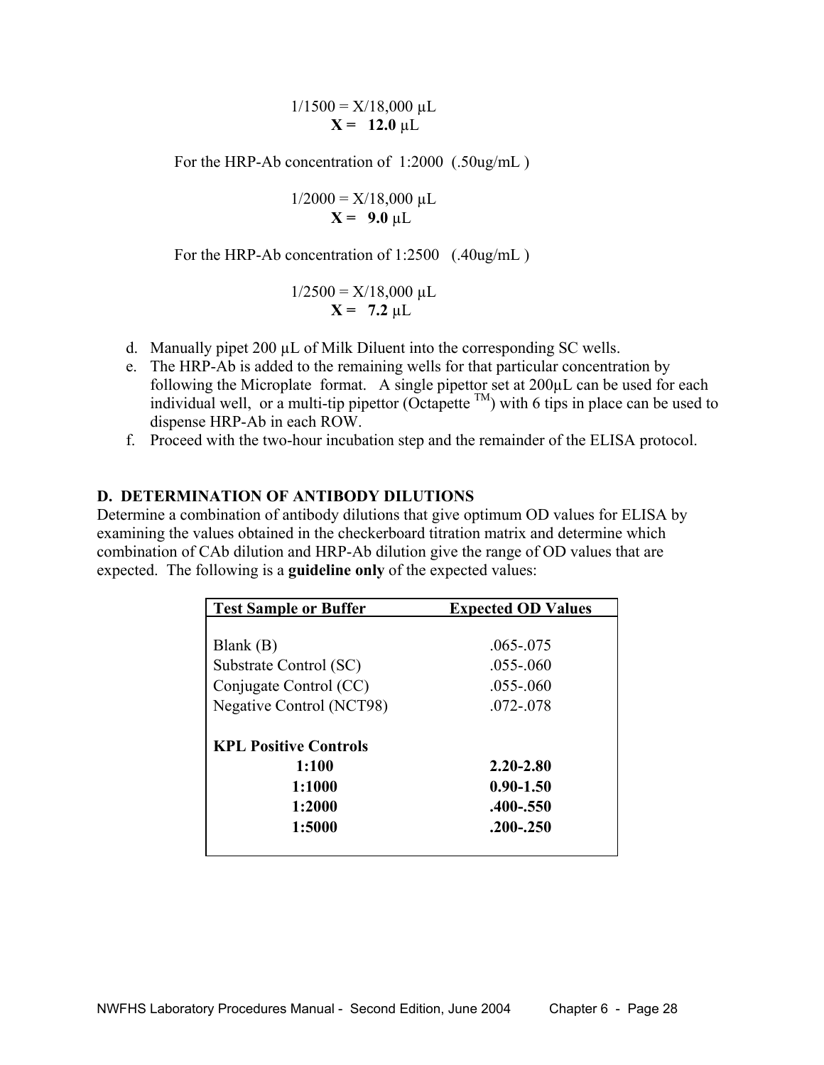$$1/1500 = X/18{,}000\ \mu L$$
$$\mathbf{X = 12.0}\ \mu L$$

For the HRP-Ab concentration of 1:2000 (.50ug/mL )

$$1/2000 = X/18{,}000\ \mu L$$
$$\mathbf{X = 9.0}\ \mu L$$

For the HRP-Ab concentration of 1:2500 (.40ug/mL )

$$1/2500 = X/18{,}000\ \mu L$$
$$\mathbf{X = 7.2}\ \mu L$$

d. Manually pipet 200 µL of Milk Diluent into the corresponding SC wells.
e. The HRP-Ab is added to the remaining wells for that particular concentration by following the Microplate format. A single pipettor set at 200µL can be used for each individual well, or a multi-tip pipettor (Octapette TM) with 6 tips in place can be used to dispense HRP-Ab in each ROW.
f. Proceed with the two-hour incubation step and the remainder of the ELISA protocol.

## D. DETERMINATION OF ANTIBODY DILUTIONS

Determine a combination of antibody dilutions that give optimum OD values for ELISA by examining the values obtained in the checkerboard titration matrix and determine which combination of CAb dilution and HRP-Ab dilution give the range of OD values that are expected. The following is a **guideline only** of the expected values:

| Test Sample or Buffer | Expected OD Values |
|---|---|
| Blank (B) | .065-.075 |
| Substrate Control (SC) | .055-.060 |
| Conjugate Control (CC) | .055-.060 |
| Negative Control (NCT98) | .072-.078 |
| **KPL Positive Controls** | |
| **1:100** | **2.20-2.80** |
| **1:1000** | **0.90-1.50** |
| **1:2000** | **.400-.550** |
| **1:5000** | **.200-.250** |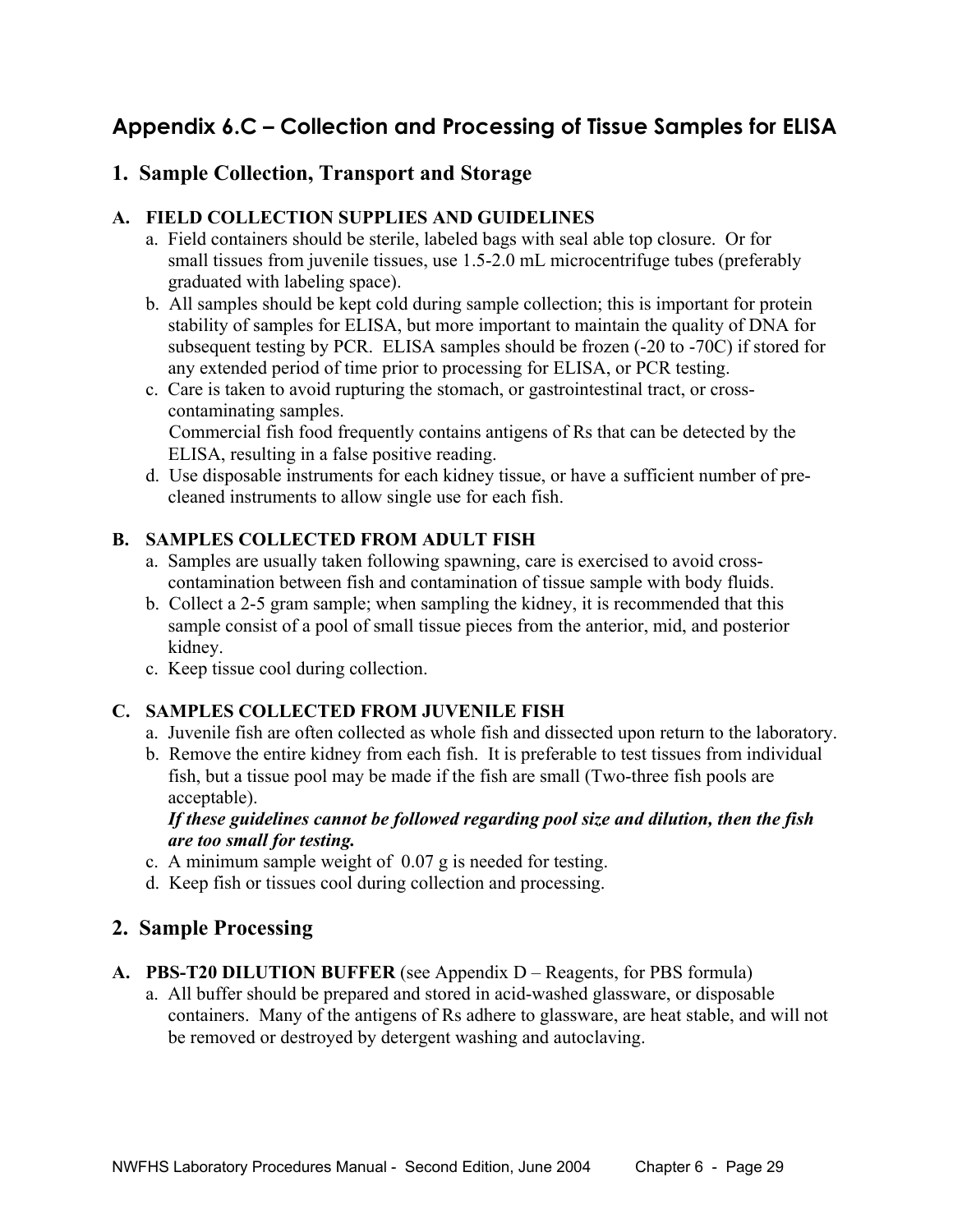## Appendix 6.C – Collection and Processing of Tissue Samples for ELISA

### 1. Sample Collection, Transport and Storage

#### A. FIELD COLLECTION SUPPLIES AND GUIDELINES

a. Field containers should be sterile, labeled bags with seal able top closure. Or for small tissues from juvenile tissues, use 1.5-2.0 mL microcentrifuge tubes (preferably graduated with labeling space).

b. All samples should be kept cold during sample collection; this is important for protein stability of samples for ELISA, but more important to maintain the quality of DNA for subsequent testing by PCR. ELISA samples should be frozen (-20 to -70C) if stored for any extended period of time prior to processing for ELISA, or PCR testing.

c. Care is taken to avoid rupturing the stomach, or gastrointestinal tract, or cross-contaminating samples.
Commercial fish food frequently contains antigens of Rs that can be detected by the ELISA, resulting in a false positive reading.

d. Use disposable instruments for each kidney tissue, or have a sufficient number of pre-cleaned instruments to allow single use for each fish.

#### B. SAMPLES COLLECTED FROM ADULT FISH

a. Samples are usually taken following spawning, care is exercised to avoid cross-contamination between fish and contamination of tissue sample with body fluids.

b. Collect a 2-5 gram sample; when sampling the kidney, it is recommended that this sample consist of a pool of small tissue pieces from the anterior, mid, and posterior kidney.

c. Keep tissue cool during collection.

#### C. SAMPLES COLLECTED FROM JUVENILE FISH

a. Juvenile fish are often collected as whole fish and dissected upon return to the laboratory.

b. Remove the entire kidney from each fish. It is preferable to test tissues from individual fish, but a tissue pool may be made if the fish are small (Two-three fish pools are acceptable).
***If these guidelines cannot be followed regarding pool size and dilution, then the fish are too small for testing.***

c. A minimum sample weight of 0.07 g is needed for testing.

d. Keep fish or tissues cool during collection and processing.

### 2. Sample Processing

#### A. PBS-T20 DILUTION BUFFER (see Appendix D – Reagents, for PBS formula)

a. All buffer should be prepared and stored in acid-washed glassware, or disposable containers. Many of the antigens of Rs adhere to glassware, are heat stable, and will not be removed or destroyed by detergent washing and autoclaving.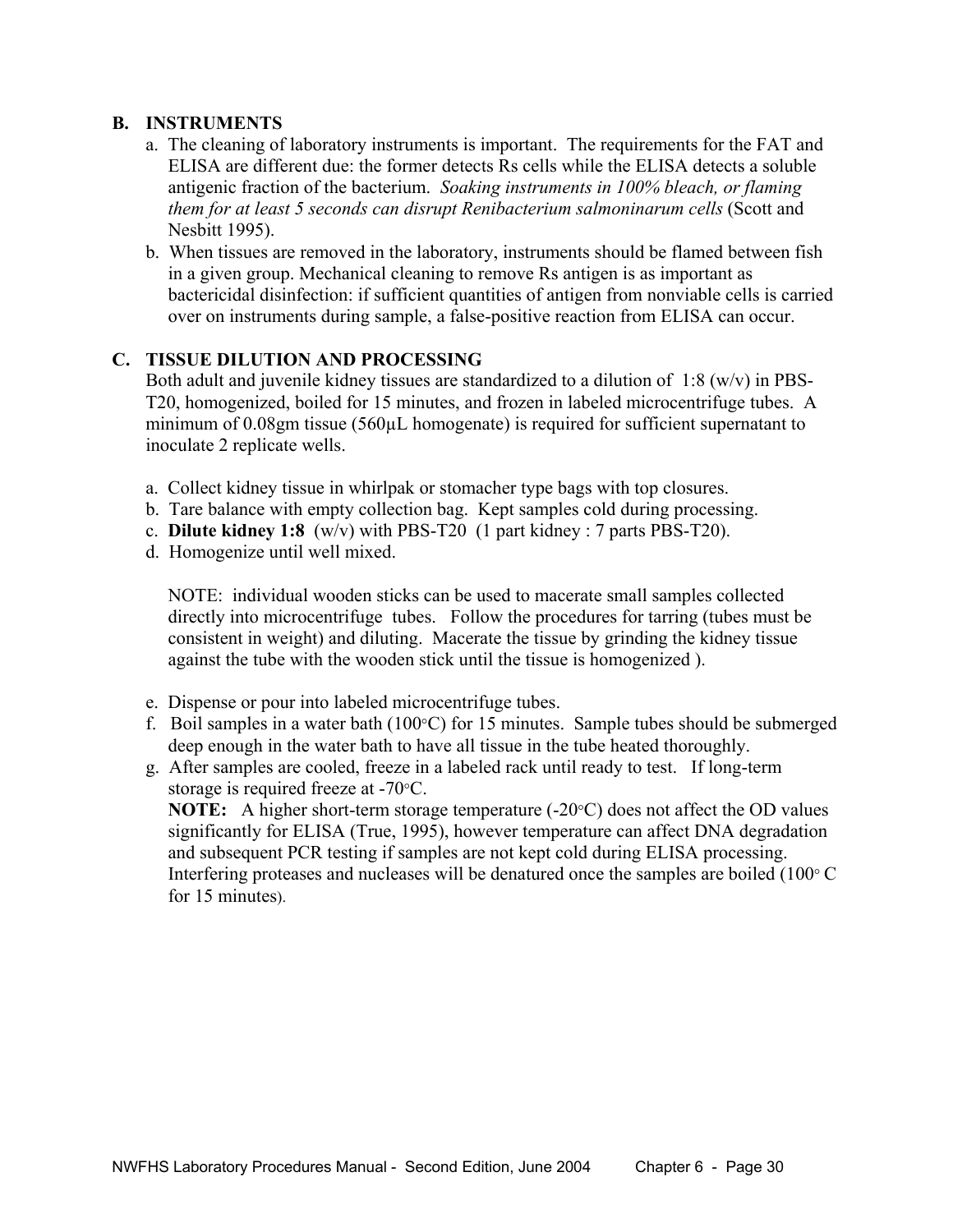## B. INSTRUMENTS

a. The cleaning of laboratory instruments is important. The requirements for the FAT and ELISA are different due: the former detects Rs cells while the ELISA detects a soluble antigenic fraction of the bacterium. *Soaking instruments in 100% bleach, or flaming them for at least 5 seconds can disrupt Renibacterium salmoninarum cells* (Scott and Nesbitt 1995).

b. When tissues are removed in the laboratory, instruments should be flamed between fish in a given group. Mechanical cleaning to remove Rs antigen is as important as bactericidal disinfection: if sufficient quantities of antigen from nonviable cells is carried over on instruments during sample, a false-positive reaction from ELISA can occur.

## C. TISSUE DILUTION AND PROCESSING

Both adult and juvenile kidney tissues are standardized to a dilution of 1:8 (w/v) in PBS-T20, homogenized, boiled for 15 minutes, and frozen in labeled microcentrifuge tubes. A minimum of 0.08gm tissue (560µL homogenate) is required for sufficient supernatant to inoculate 2 replicate wells.

a. Collect kidney tissue in whirlpak or stomacher type bags with top closures.
b. Tare balance with empty collection bag. Kept samples cold during processing.
c. **Dilute kidney 1:8** (w/v) with PBS-T20 (1 part kidney : 7 parts PBS-T20).
d. Homogenize until well mixed.

   NOTE: individual wooden sticks can be used to macerate small samples collected directly into microcentrifuge tubes. Follow the procedures for tarring (tubes must be consistent in weight) and diluting. Macerate the tissue by grinding the kidney tissue against the tube with the wooden stick until the tissue is homogenized ).

e. Dispense or pour into labeled microcentrifuge tubes.
f. Boil samples in a water bath (100°C) for 15 minutes. Sample tubes should be submerged deep enough in the water bath to have all tissue in the tube heated thoroughly.
g. After samples are cooled, freeze in a labeled rack until ready to test. If long-term storage is required freeze at -70°C.
   **NOTE:** A higher short-term storage temperature (-20°C) does not affect the OD values significantly for ELISA (True, 1995), however temperature can affect DNA degradation and subsequent PCR testing if samples are not kept cold during ELISA processing. Interfering proteases and nucleases will be denatured once the samples are boiled (100° C for 15 minutes).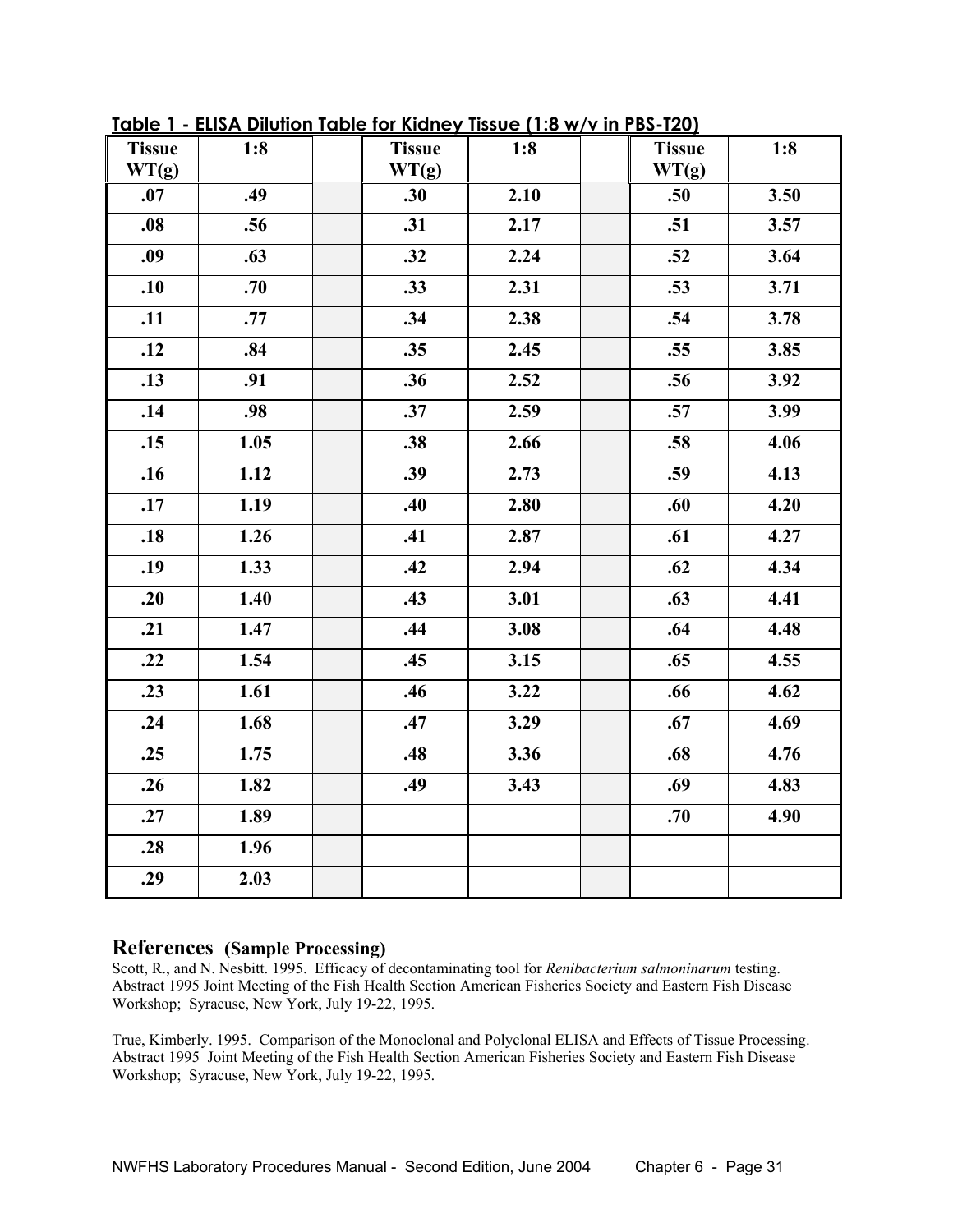**Table 1 - ELISA Dilution Table for Kidney Tissue (1:8 w/v in PBS-T20)**

| Tissue WT(g) | 1:8 | | Tissue WT(g) | 1:8 | | Tissue WT(g) | 1:8 |
|---|---|---|---|---|---|---|---|
| .07 | .49 | | .30 | 2.10 | | .50 | 3.50 |
| .08 | .56 | | .31 | 2.17 | | .51 | 3.57 |
| .09 | .63 | | .32 | 2.24 | | .52 | 3.64 |
| .10 | .70 | | .33 | 2.31 | | .53 | 3.71 |
| .11 | .77 | | .34 | 2.38 | | .54 | 3.78 |
| .12 | .84 | | .35 | 2.45 | | .55 | 3.85 |
| .13 | .91 | | .36 | 2.52 | | .56 | 3.92 |
| .14 | .98 | | .37 | 2.59 | | .57 | 3.99 |
| .15 | 1.05 | | .38 | 2.66 | | .58 | 4.06 |
| .16 | 1.12 | | .39 | 2.73 | | .59 | 4.13 |
| .17 | 1.19 | | .40 | 2.80 | | .60 | 4.20 |
| .18 | 1.26 | | .41 | 2.87 | | .61 | 4.27 |
| .19 | 1.33 | | .42 | 2.94 | | .62 | 4.34 |
| .20 | 1.40 | | .43 | 3.01 | | .63 | 4.41 |
| .21 | 1.47 | | .44 | 3.08 | | .64 | 4.48 |
| .22 | 1.54 | | .45 | 3.15 | | .65 | 4.55 |
| .23 | 1.61 | | .46 | 3.22 | | .66 | 4.62 |
| .24 | 1.68 | | .47 | 3.29 | | .67 | 4.69 |
| .25 | 1.75 | | .48 | 3.36 | | .68 | 4.76 |
| .26 | 1.82 | | .49 | 3.43 | | .69 | 4.83 |
| .27 | 1.89 | | | | | .70 | 4.90 |
| .28 | 1.96 | | | | | | |
| .29 | 2.03 | | | | | | |

## References (Sample Processing)

Scott, R., and N. Nesbitt. 1995. Efficacy of decontaminating tool for *Renibacterium salmoninarum* testing. Abstract 1995 Joint Meeting of the Fish Health Section American Fisheries Society and Eastern Fish Disease Workshop; Syracuse, New York, July 19-22, 1995.

True, Kimberly. 1995. Comparison of the Monoclonal and Polyclonal ELISA and Effects of Tissue Processing. Abstract 1995 Joint Meeting of the Fish Health Section American Fisheries Society and Eastern Fish Disease Workshop; Syracuse, New York, July 19-22, 1995.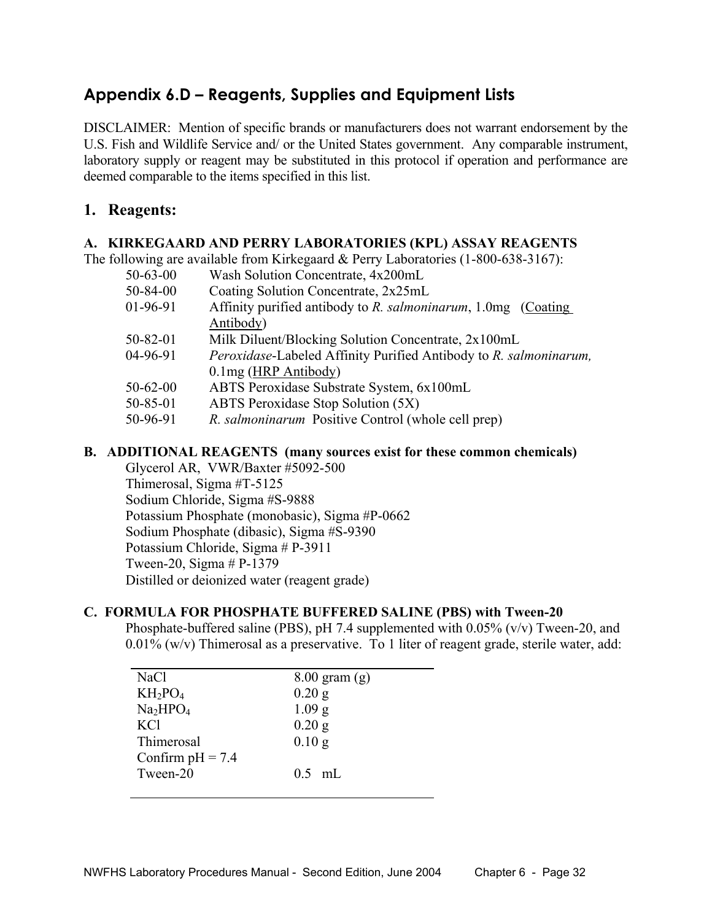## Appendix 6.D – Reagents, Supplies and Equipment Lists

DISCLAIMER: Mention of specific brands or manufacturers does not warrant endorsement by the U.S. Fish and Wildlife Service and/ or the United States government. Any comparable instrument, laboratory supply or reagent may be substituted in this protocol if operation and performance are deemed comparable to the items specified in this list.

### 1. Reagents:

#### A. KIRKEGAARD AND PERRY LABORATORIES (KPL) ASSAY REAGENTS

The following are available from Kirkegaard & Perry Laboratories (1-800-638-3167):

| | |
|---|---|
| 50-63-00 | Wash Solution Concentrate, 4x200mL |
| 50-84-00 | Coating Solution Concentrate, 2x25mL |
| 01-96-91 | Affinity purified antibody to *R. salmoninarum*, 1.0mg (Coating Antibody) |
| 50-82-01 | Milk Diluent/Blocking Solution Concentrate, 2x100mL |
| 04-96-91 | *Peroxidase*-Labeled Affinity Purified Antibody to *R. salmoninarum,* 0.1mg (HRP Antibody) |
| 50-62-00 | ABTS Peroxidase Substrate System, 6x100mL |
| 50-85-01 | ABTS Peroxidase Stop Solution (5X) |
| 50-96-91 | *R. salmoninarum* Positive Control (whole cell prep) |

#### B. ADDITIONAL REAGENTS (many sources exist for these common chemicals)

Glycerol AR, VWR/Baxter #5092-500
Thimerosal, Sigma #T-5125
Sodium Chloride, Sigma #S-9888
Potassium Phosphate (monobasic), Sigma #P-0662
Sodium Phosphate (dibasic), Sigma #S-9390
Potassium Chloride, Sigma # P-3911
Tween-20, Sigma # P-1379
Distilled or deionized water (reagent grade)

#### C. FORMULA FOR PHOSPHATE BUFFERED SALINE (PBS) with Tween-20

Phosphate-buffered saline (PBS), pH 7.4 supplemented with 0.05% (v/v) Tween-20, and 0.01% (w/v) Thimerosal as a preservative. To 1 liter of reagent grade, sterile water, add:

| | |
|---|---|
| NaCl | 8.00 gram (g) |
| $KH_2PO_4$ | 0.20 g |
| $Na_2HPO_4$ | 1.09 g |
| KCl | 0.20 g |
| Thimerosal | 0.10 g |
| Confirm pH = 7.4 | |
| Tween-20 | 0.5 mL |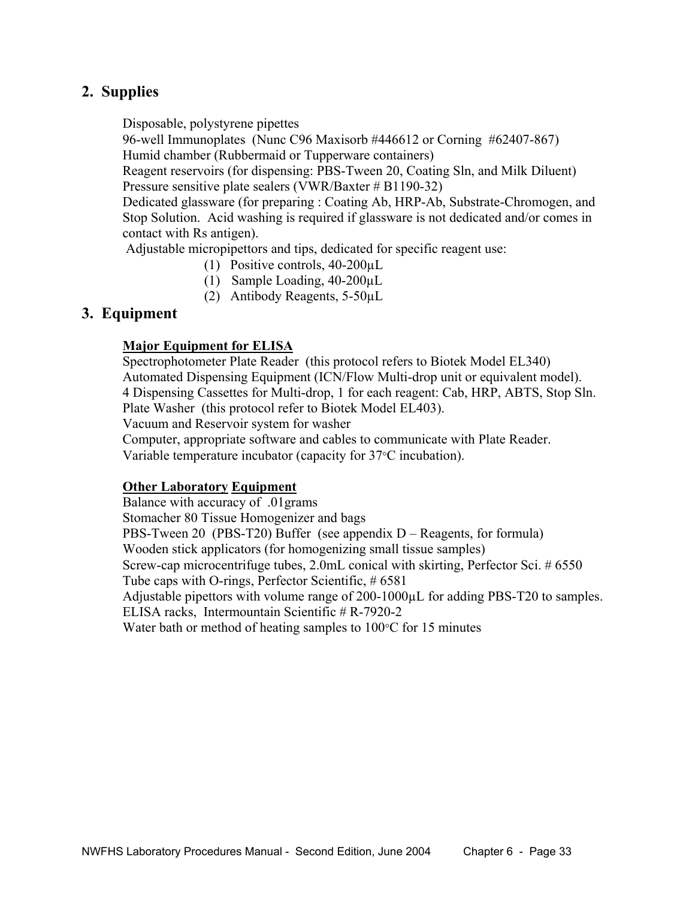## 2. Supplies

Disposable, polystyrene pipettes
96-well Immunoplates (Nunc C96 Maxisorb #446612 or Corning #62407-867)
Humid chamber (Rubbermaid or Tupperware containers)
Reagent reservoirs (for dispensing: PBS-Tween 20, Coating Sln, and Milk Diluent)
Pressure sensitive plate sealers (VWR/Baxter # B1190-32)
Dedicated glassware (for preparing : Coating Ab, HRP-Ab, Substrate-Chromogen, and Stop Solution. Acid washing is required if glassware is not dedicated and/or comes in contact with Rs antigen).
Adjustable micropipettors and tips, dedicated for specific reagent use:

(1) Positive controls, 40-200µL
(1) Sample Loading, 40-200µL
(2) Antibody Reagents, 5-50µL

## 3. Equipment

**Major Equipment for ELISA**

Spectrophotometer Plate Reader (this protocol refers to Biotek Model EL340)
Automated Dispensing Equipment (ICN/Flow Multi-drop unit or equivalent model).
4 Dispensing Cassettes for Multi-drop, 1 for each reagent: Cab, HRP, ABTS, Stop Sln.
Plate Washer (this protocol refer to Biotek Model EL403).
Vacuum and Reservoir system for washer
Computer, appropriate software and cables to communicate with Plate Reader.
Variable temperature incubator (capacity for 37°C incubation).

**Other Laboratory Equipment**

Balance with accuracy of .01grams
Stomacher 80 Tissue Homogenizer and bags
PBS-Tween 20 (PBS-T20) Buffer (see appendix D – Reagents, for formula)
Wooden stick applicators (for homogenizing small tissue samples)
Screw-cap microcentrifuge tubes, 2.0mL conical with skirting, Perfector Sci. # 6550
Tube caps with O-rings, Perfector Scientific, # 6581
Adjustable pipettors with volume range of 200-1000µL for adding PBS-T20 to samples.
ELISA racks, Intermountain Scientific # R-7920-2
Water bath or method of heating samples to 100°C for 15 minutes